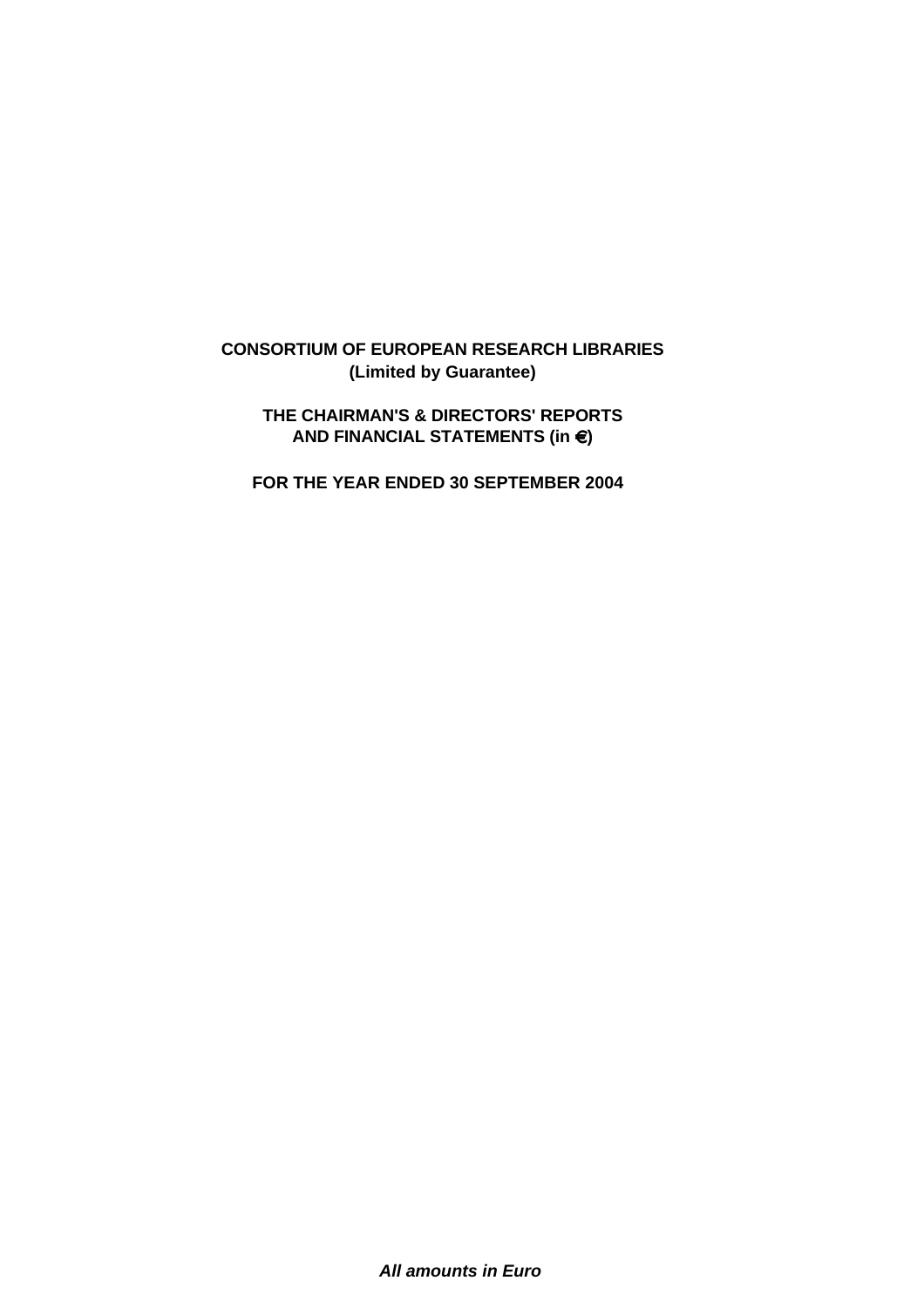# CONSORTIUM OF EUROPEAN RESEARCH LIBRARIES
**(Limited by Guarantee)**

## THE CHAIRMAN'S & DIRECTORS' REPORTS AND FINANCIAL STATEMENTS (in €)

## FOR THE YEAR ENDED 30 SEPTEMBER 2004

***All amounts in Euro***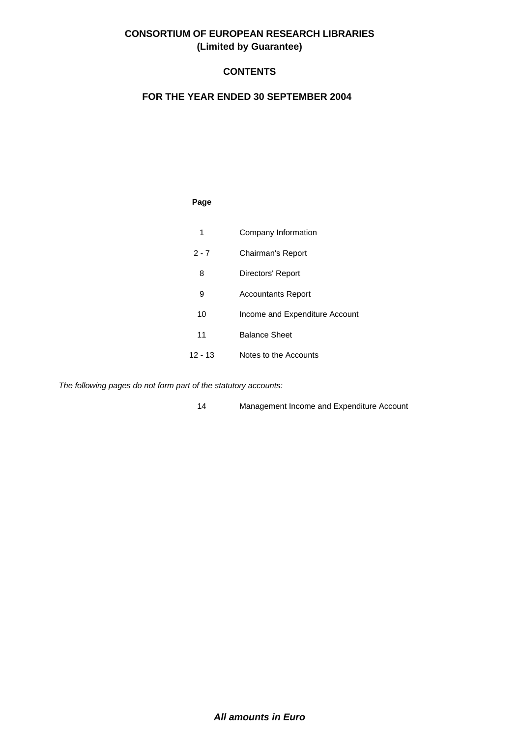# CONSORTIUM OF EUROPEAN RESEARCH LIBRARIES
## (Limited by Guarantee)

## CONTENTS

## FOR THE YEAR ENDED 30 SEPTEMBER 2004

| Page | |
|---|---|
| 1 | Company Information |
| 2 - 7 | Chairman's Report |
| 8 | Directors' Report |
| 9 | Accountants Report |
| 10 | Income and Expenditure Account |
| 11 | Balance Sheet |
| 12 - 13 | Notes to the Accounts |

*The following pages do not form part of the statutory accounts:*

| | |
|---|---|
| 14 | Management Income and Expenditure Account |

***All amounts in Euro***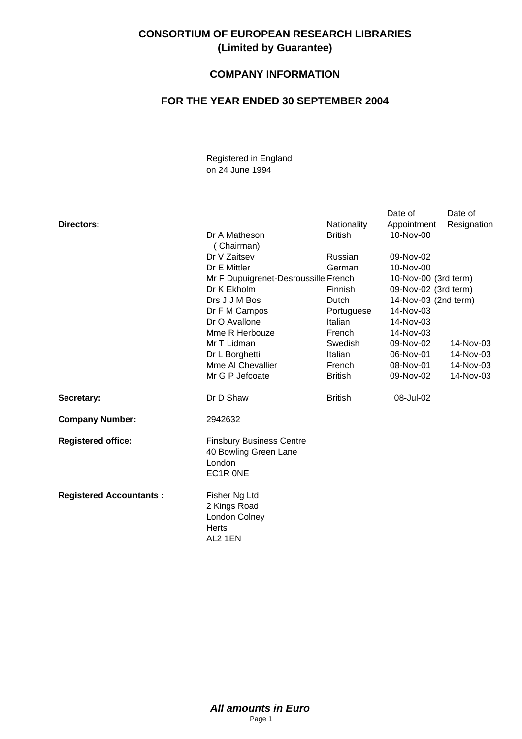# CONSORTIUM OF EUROPEAN RESEARCH LIBRARIES
## (Limited by Guarantee)

## COMPANY INFORMATION

## FOR THE YEAR ENDED 30 SEPTEMBER 2004

Registered in England
on 24 June 1994

| | | Nationality | Date of Appointment | Date of Resignation |
|---|---|---|---|---|
| **Directors:** | Dr A Matheson (Chairman) | British | 10-Nov-00 | |
| | Dr V Zaitsev | Russian | 09-Nov-02 | |
| | Dr E Mittler | German | 10-Nov-00 | |
| | Mr F Dupuigrenet-Desroussille | French | 10-Nov-00 (3rd term) | |
| | Dr K Ekholm | Finnish | 09-Nov-02 (3rd term) | |
| | Drs J J M Bos | Dutch | 14-Nov-03 (2nd term) | |
| | Dr F M Campos | Portuguese | 14-Nov-03 | |
| | Dr O Avallone | Italian | 14-Nov-03 | |
| | Mme R Herbouze | French | 14-Nov-03 | |
| | Mr T Lidman | Swedish | 09-Nov-02 | 14-Nov-03 |
| | Dr L Borghetti | Italian | 06-Nov-01 | 14-Nov-03 |
| | Mme Al Chevallier | French | 08-Nov-01 | 14-Nov-03 |
| | Mr G P Jefcoate | British | 09-Nov-02 | 14-Nov-03 |
| **Secretary:** | Dr D Shaw | British | 08-Jul-02 | |

**Company Number:** 2942632

**Registered office:**
Finsbury Business Centre
40 Bowling Green Lane
London
EC1R 0NE

**Registered Accountants :**
Fisher Ng Ltd
2 Kings Road
London Colney
Herts
AL2 1EN

***All amounts in Euro***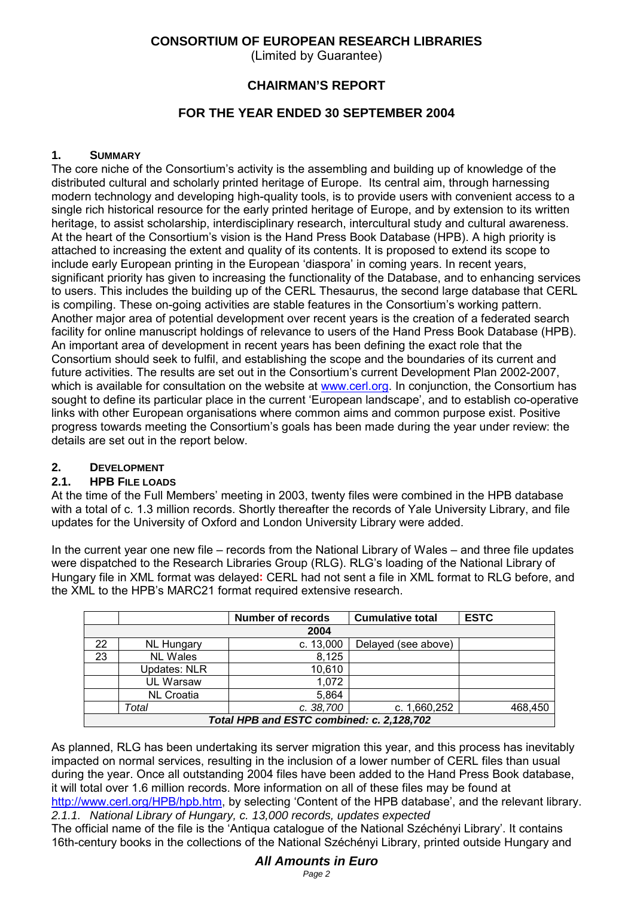# CONSORTIUM OF EUROPEAN RESEARCH LIBRARIES

(Limited by Guarantee)

## CHAIRMAN'S REPORT

## FOR THE YEAR ENDED 30 SEPTEMBER 2004

### 1. SUMMARY

The core niche of the Consortium's activity is the assembling and building up of knowledge of the distributed cultural and scholarly printed heritage of Europe. Its central aim, through harnessing modern technology and developing high-quality tools, is to provide users with convenient access to a single rich historical resource for the early printed heritage of Europe, and by extension to its written heritage, to assist scholarship, interdisciplinary research, intercultural study and cultural awareness. At the heart of the Consortium's vision is the Hand Press Book Database (HPB). A high priority is attached to increasing the extent and quality of its contents. It is proposed to extend its scope to include early European printing in the European 'diaspora' in coming years. In recent years, significant priority has given to increasing the functionality of the Database, and to enhancing services to users. This includes the building up of the CERL Thesaurus, the second large database that CERL is compiling. These on-going activities are stable features in the Consortium's working pattern. Another major area of potential development over recent years is the creation of a federated search facility for online manuscript holdings of relevance to users of the Hand Press Book Database (HPB). An important area of development in recent years has been defining the exact role that the Consortium should seek to fulfil, and establishing the scope and the boundaries of its current and future activities. The results are set out in the Consortium's current Development Plan 2002-2007, which is available for consultation on the website at www.cerl.org. In conjunction, the Consortium has sought to define its particular place in the current 'European landscape', and to establish co-operative links with other European organisations where common aims and common purpose exist. Positive progress towards meeting the Consortium's goals has been made during the year under review: the details are set out in the report below.

### 2. DEVELOPMENT

#### 2.1. HPB FILE LOADS

At the time of the Full Members' meeting in 2003, twenty files were combined in the HPB database with a total of c. 1.3 million records. Shortly thereafter the records of Yale University Library, and file updates for the University of Oxford and London University Library were added.

In the current year one new file – records from the National Library of Wales – and three file updates were dispatched to the Research Libraries Group (RLG). RLG's loading of the National Library of Hungary file in XML format was delayed: CERL had not sent a file in XML format to RLG before, and the XML to the HPB's MARC21 format required extensive research.

| | | Number of records | Cumulative total | ESTC |
|---|---|---|---|---|
| **2004** | | | | |
| 22 | NL Hungary | c. 13,000 | Delayed (see above) | |
| 23 | NL Wales | 8,125 | | |
| | Updates: NLR | 10,610 | | |
| | UL Warsaw | 1,072 | | |
| | NL Croatia | 5,864 | | |
| | *Total* | *c. 38,700* | c. 1,660,252 | 468,450 |
| ***Total HPB and ESTC combined: c. 2,128,702*** | | | | |

As planned, RLG has been undertaking its server migration this year, and this process has inevitably impacted on normal services, resulting in the inclusion of a lower number of CERL files than usual during the year. Once all outstanding 2004 files have been added to the Hand Press Book database, it will total over 1.6 million records. More information on all of these files may be found at http://www.cerl.org/HPB/hpb.htm, by selecting 'Content of the HPB database', and the relevant library.

*2.1.1. National Library of Hungary, c. 13,000 records, updates expected*

The official name of the file is the 'Antiqua catalogue of the National Széchényi Library'. It contains 16th-century books in the collections of the National Széchényi Library, printed outside Hungary and

***All Amounts in Euro***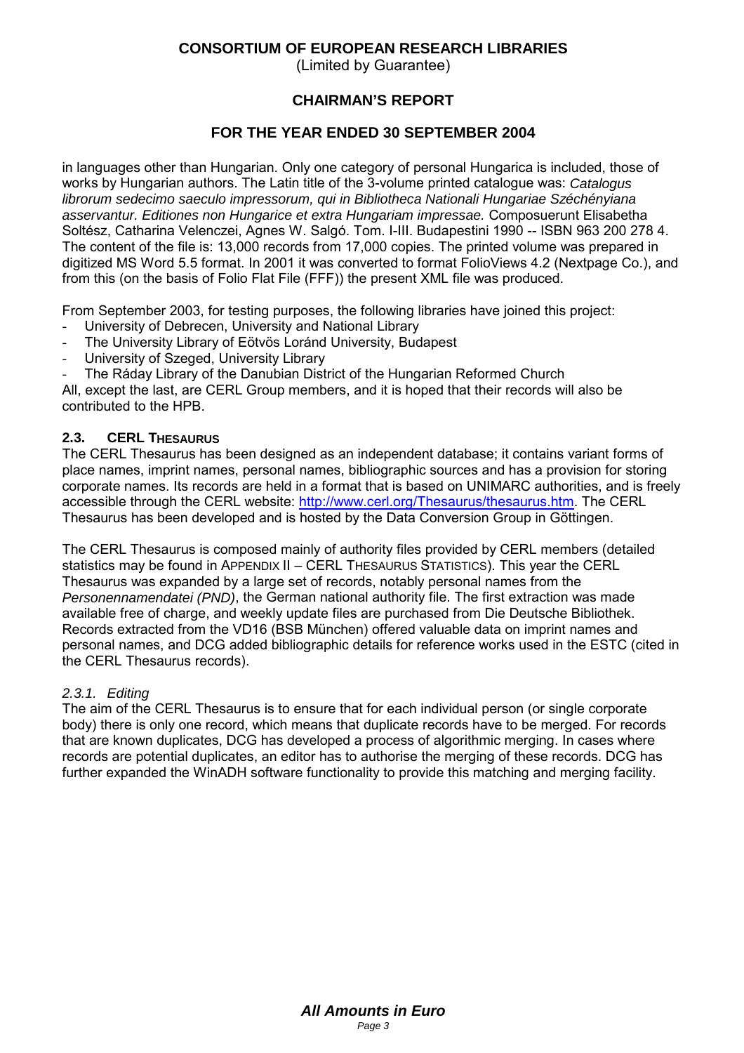in languages other than Hungarian. Only one category of personal Hungarica is included, those of works by Hungarian authors. The Latin title of the 3-volume printed catalogue was: *Catalogus librorum sedecimo saeculo impressorum, qui in Bibliotheca Nationali Hungariae Széchényiana asservantur. Editiones non Hungarice et extra Hungariam impressae.* Composuerunt Elisabetha Soltész, Catharina Velenczei, Agnes W. Salgó. Tom. I-III. Budapestini 1990 -- ISBN 963 200 278 4. The content of the file is: 13,000 records from 17,000 copies. The printed volume was prepared in digitized MS Word 5.5 format. In 2001 it was converted to format FolioViews 4.2 (Nextpage Co.), and from this (on the basis of Folio Flat File (FFF)) the present XML file was produced.

From September 2003, for testing purposes, the following libraries have joined this project:

- University of Debrecen, University and National Library
- The University Library of Eötvös Loránd University, Budapest
- University of Szeged, University Library
- The Ráday Library of the Danubian District of the Hungarian Reformed Church

All, except the last, are CERL Group members, and it is hoped that their records will also be contributed to the HPB.

### 2.3. CERL Thesaurus

The CERL Thesaurus has been designed as an independent database; it contains variant forms of place names, imprint names, personal names, bibliographic sources and has a provision for storing corporate names. Its records are held in a format that is based on UNIMARC authorities, and is freely accessible through the CERL website: http://www.cerl.org/Thesaurus/thesaurus.htm. The CERL Thesaurus has been developed and is hosted by the Data Conversion Group in Göttingen.

The CERL Thesaurus is composed mainly of authority files provided by CERL members (detailed statistics may be found in Appendix II – CERL Thesaurus Statistics). This year the CERL Thesaurus was expanded by a large set of records, notably personal names from the *Personennamendatei (PND)*, the German national authority file. The first extraction was made available free of charge, and weekly update files are purchased from Die Deutsche Bibliothek. Records extracted from the VD16 (BSB München) offered valuable data on imprint names and personal names, and DCG added bibliographic details for reference works used in the ESTC (cited in the CERL Thesaurus records).

#### *2.3.1. Editing*

The aim of the CERL Thesaurus is to ensure that for each individual person (or single corporate body) there is only one record, which means that duplicate records have to be merged. For records that are known duplicates, DCG has developed a process of algorithmic merging. In cases where records are potential duplicates, an editor has to authorise the merging of these records. DCG has further expanded the WinADH software functionality to provide this matching and merging facility.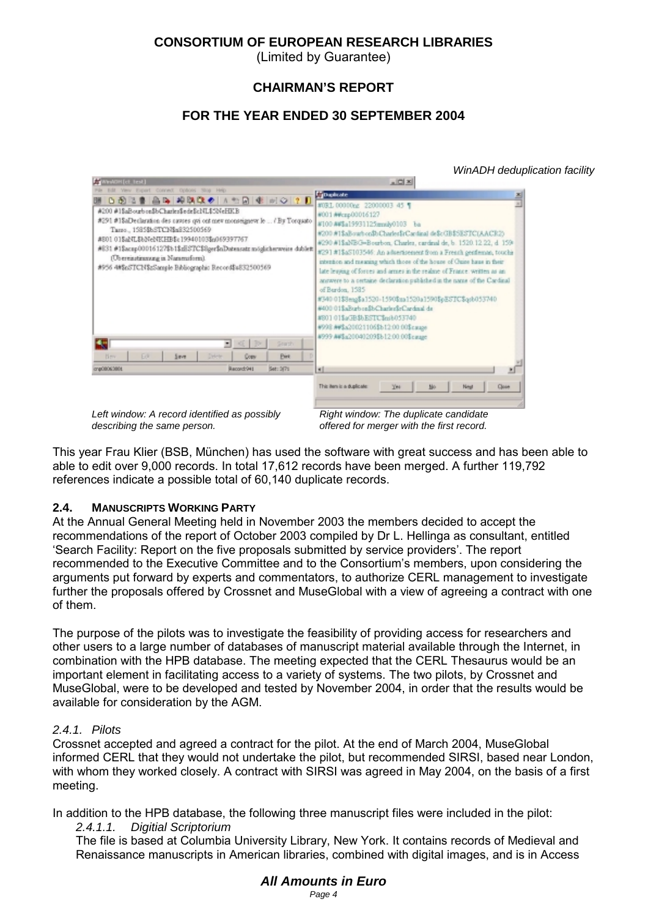**CONSORTIUM OF EUROPEAN RESEARCH LIBRARIES**
(Limited by Guarantee)

**CHAIRMAN'S REPORT**

**FOR THE YEAR ENDED 30 SEPTEMBER 2004**

*WinADH deduplication facility*

*Left window: A record identified as possibly describing the same person.*

*Right window: The duplicate candidate offered for merger with the first record.*

This year Frau Klier (BSB, München) has used the software with great success and has been able to able to edit over 9,000 records. In total 17,612 records have been merged. A further 119,792 references indicate a possible total of 60,140 duplicate records.

#### 2.4. MANUSCRIPTS WORKING PARTY

At the Annual General Meeting held in November 2003 the members decided to accept the recommendations of the report of October 2003 compiled by Dr L. Hellinga as consultant, entitled 'Search Facility: Report on the five proposals submitted by service providers'. The report recommended to the Executive Committee and to the Consortium's members, upon considering the arguments put forward by experts and commentators, to authorize CERL management to investigate further the proposals offered by Crossnet and MuseGlobal with a view of agreeing a contract with one of them.

The purpose of the pilots was to investigate the feasibility of providing access for researchers and other users to a large number of databases of manuscript material available through the Internet, in combination with the HPB database. The meeting expected that the CERL Thesaurus would be an important element in facilitating access to a variety of systems. The two pilots, by Crossnet and MuseGlobal, were to be developed and tested by November 2004, in order that the results would be available for consideration by the AGM.

##### *2.4.1. Pilots*

Crossnet accepted and agreed a contract for the pilot. At the end of March 2004, MuseGlobal informed CERL that they would not undertake the pilot, but recommended SIRSI, based near London, with whom they worked closely. A contract with SIRSI was agreed in May 2004, on the basis of a first meeting.

In addition to the HPB database, the following three manuscript files were included in the pilot:

*2.4.1.1. Digitial Scriptorium*

The file is based at Columbia University Library, New York. It contains records of Medieval and Renaissance manuscripts in American libraries, combined with digital images, and is in Access

***All Amounts in Euro***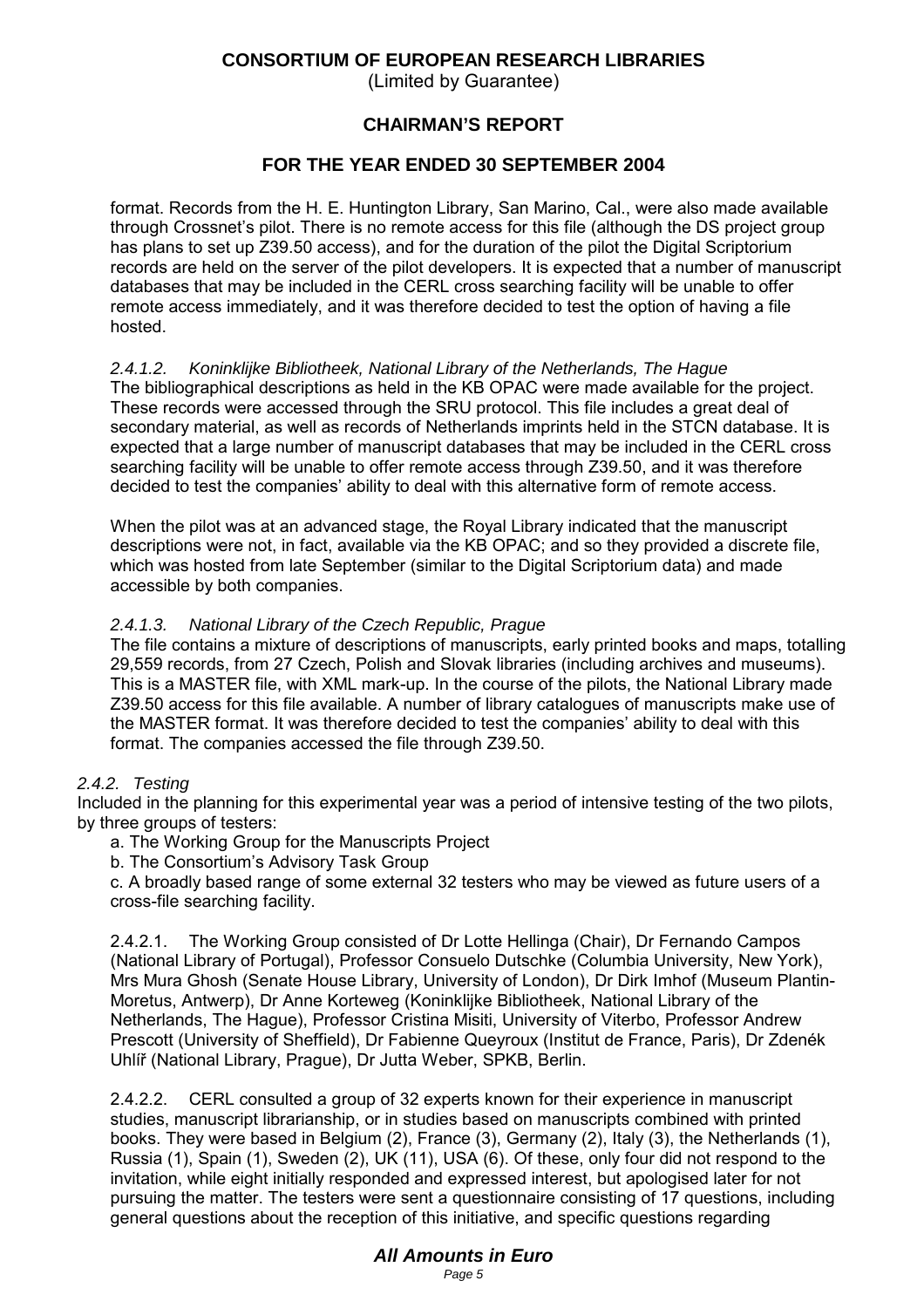format. Records from the H. E. Huntington Library, San Marino, Cal., were also made available through Crossnet's pilot. There is no remote access for this file (although the DS project group has plans to set up Z39.50 access), and for the duration of the pilot the Digital Scriptorium records are held on the server of the pilot developers. It is expected that a number of manuscript databases that may be included in the CERL cross searching facility will be unable to offer remote access immediately, and it was therefore decided to test the option of having a file hosted.

*2.4.1.2. Koninklijke Bibliotheek, National Library of the Netherlands, The Hague*

The bibliographical descriptions as held in the KB OPAC were made available for the project. These records were accessed through the SRU protocol. This file includes a great deal of secondary material, as well as records of Netherlands imprints held in the STCN database. It is expected that a large number of manuscript databases that may be included in the CERL cross searching facility will be unable to offer remote access through Z39.50, and it was therefore decided to test the companies' ability to deal with this alternative form of remote access.

When the pilot was at an advanced stage, the Royal Library indicated that the manuscript descriptions were not, in fact, available via the KB OPAC; and so they provided a discrete file, which was hosted from late September (similar to the Digital Scriptorium data) and made accessible by both companies.

*2.4.1.3. National Library of the Czech Republic, Prague*

The file contains a mixture of descriptions of manuscripts, early printed books and maps, totalling 29,559 records, from 27 Czech, Polish and Slovak libraries (including archives and museums). This is a MASTER file, with XML mark-up. In the course of the pilots, the National Library made Z39.50 access for this file available. A number of library catalogues of manuscripts make use of the MASTER format. It was therefore decided to test the companies' ability to deal with this format. The companies accessed the file through Z39.50.

*2.4.2. Testing*

Included in the planning for this experimental year was a period of intensive testing of the two pilots, by three groups of testers:

a. The Working Group for the Manuscripts Project

b. The Consortium's Advisory Task Group

c. A broadly based range of some external 32 testers who may be viewed as future users of a cross-file searching facility.

2.4.2.1. The Working Group consisted of Dr Lotte Hellinga (Chair), Dr Fernando Campos (National Library of Portugal), Professor Consuelo Dutschke (Columbia University, New York), Mrs Mura Ghosh (Senate House Library, University of London), Dr Dirk Imhof (Museum Plantin-Moretus, Antwerp), Dr Anne Korteweg (Koninklijke Bibliotheek, National Library of the Netherlands, The Hague), Professor Cristina Misiti, University of Viterbo, Professor Andrew Prescott (University of Sheffield), Dr Fabienne Queyroux (Institut de France, Paris), Dr Zdenék Uhlíř (National Library, Prague), Dr Jutta Weber, SPKB, Berlin.

2.4.2.2. CERL consulted a group of 32 experts known for their experience in manuscript studies, manuscript librarianship, or in studies based on manuscripts combined with printed books. They were based in Belgium (2), France (3), Germany (2), Italy (3), the Netherlands (1), Russia (1), Spain (1), Sweden (2), UK (11), USA (6). Of these, only four did not respond to the invitation, while eight initially responded and expressed interest, but apologised later for not pursuing the matter. The testers were sent a questionnaire consisting of 17 questions, including general questions about the reception of this initiative, and specific questions regarding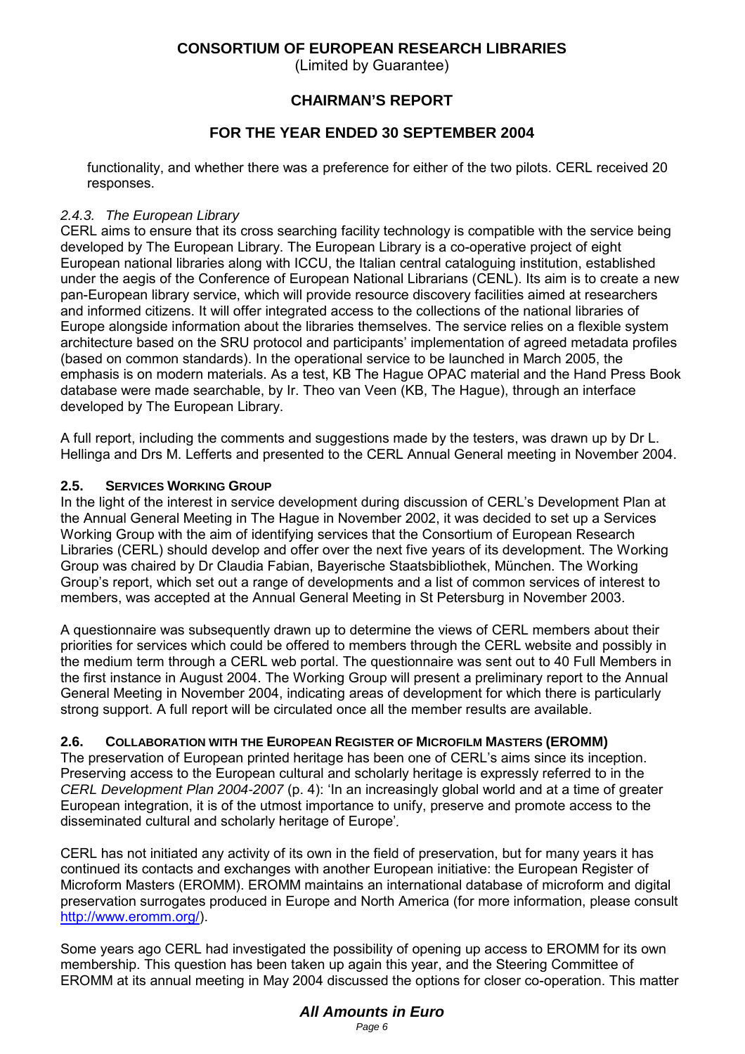functionality, and whether there was a preference for either of the two pilots. CERL received 20 responses.

### *2.4.3. The European Library*

CERL aims to ensure that its cross searching facility technology is compatible with the service being developed by The European Library. The European Library is a co-operative project of eight European national libraries along with ICCU, the Italian central cataloguing institution, established under the aegis of the Conference of European National Librarians (CENL). Its aim is to create a new pan-European library service, which will provide resource discovery facilities aimed at researchers and informed citizens. It will offer integrated access to the collections of the national libraries of Europe alongside information about the libraries themselves. The service relies on a flexible system architecture based on the SRU protocol and participants' implementation of agreed metadata profiles (based on common standards). In the operational service to be launched in March 2005, the emphasis is on modern materials. As a test, KB The Hague OPAC material and the Hand Press Book database were made searchable, by Ir. Theo van Veen (KB, The Hague), through an interface developed by The European Library.

A full report, including the comments and suggestions made by the testers, was drawn up by Dr L. Hellinga and Drs M. Lefferts and presented to the CERL Annual General meeting in November 2004.

## 2.5. SERVICES WORKING GROUP

In the light of the interest in service development during discussion of CERL's Development Plan at the Annual General Meeting in The Hague in November 2002, it was decided to set up a Services Working Group with the aim of identifying services that the Consortium of European Research Libraries (CERL) should develop and offer over the next five years of its development. The Working Group was chaired by Dr Claudia Fabian, Bayerische Staatsbibliothek, München. The Working Group's report, which set out a range of developments and a list of common services of interest to members, was accepted at the Annual General Meeting in St Petersburg in November 2003.

A questionnaire was subsequently drawn up to determine the views of CERL members about their priorities for services which could be offered to members through the CERL website and possibly in the medium term through a CERL web portal. The questionnaire was sent out to 40 Full Members in the first instance in August 2004. The Working Group will present a preliminary report to the Annual General Meeting in November 2004, indicating areas of development for which there is particularly strong support. A full report will be circulated once all the member results are available.

## 2.6. COLLABORATION WITH THE EUROPEAN REGISTER OF MICROFILM MASTERS (EROMM)

The preservation of European printed heritage has been one of CERL's aims since its inception. Preserving access to the European cultural and scholarly heritage is expressly referred to in the *CERL Development Plan 2004-2007* (p. 4): 'In an increasingly global world and at a time of greater European integration, it is of the utmost importance to unify, preserve and promote access to the disseminated cultural and scholarly heritage of Europe'.

CERL has not initiated any activity of its own in the field of preservation, but for many years it has continued its contacts and exchanges with another European initiative: the European Register of Microform Masters (EROMM). EROMM maintains an international database of microform and digital preservation surrogates produced in Europe and North America (for more information, please consult http://www.eromm.org/).

Some years ago CERL had investigated the possibility of opening up access to EROMM for its own membership. This question has been taken up again this year, and the Steering Committee of EROMM at its annual meeting in May 2004 discussed the options for closer co-operation. This matter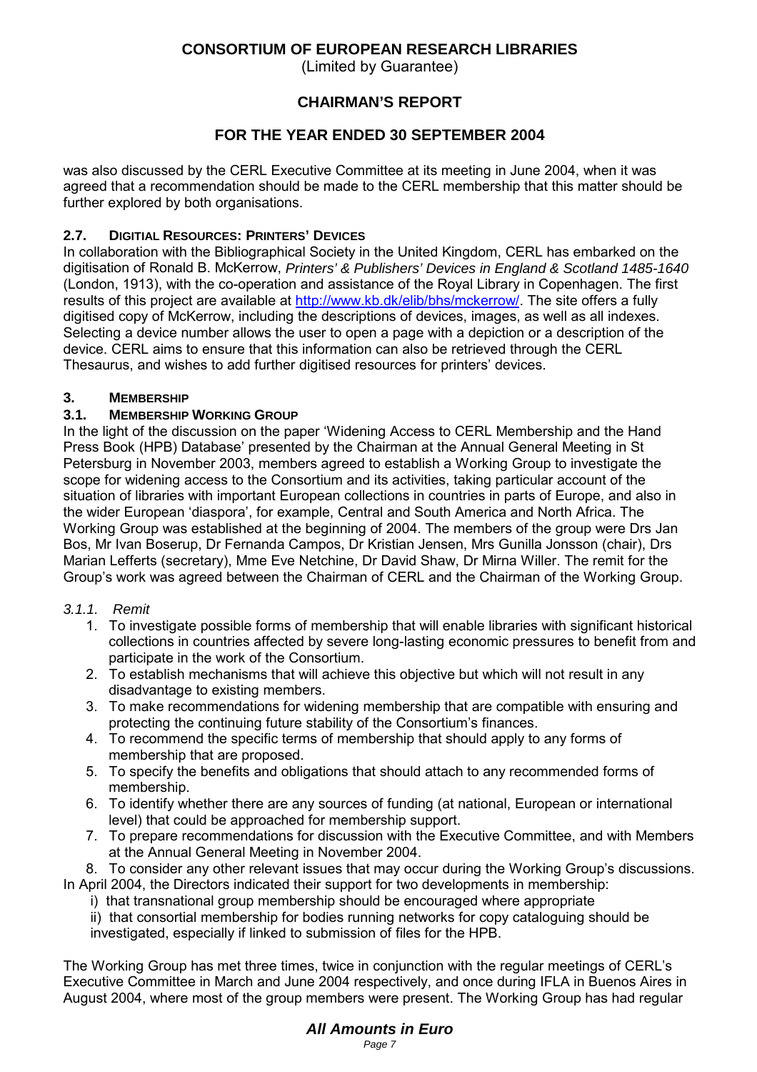was also discussed by the CERL Executive Committee at its meeting in June 2004, when it was agreed that a recommendation should be made to the CERL membership that this matter should be further explored by both organisations.

#### 2.7. DIGITIAL RESOURCES: PRINTERS' DEVICES

In collaboration with the Bibliographical Society in the United Kingdom, CERL has embarked on the digitisation of Ronald B. McKerrow, *Printers' & Publishers' Devices in England & Scotland 1485-1640* (London, 1913), with the co-operation and assistance of the Royal Library in Copenhagen. The first results of this project are available at http://www.kb.dk/elib/bhs/mckerrow/. The site offers a fully digitised copy of McKerrow, including the descriptions of devices, images, as well as all indexes. Selecting a device number allows the user to open a page with a depiction or a description of the device. CERL aims to ensure that this information can also be retrieved through the CERL Thesaurus, and wishes to add further digitised resources for printers' devices.

### 3. MEMBERSHIP

#### 3.1. MEMBERSHIP WORKING GROUP

In the light of the discussion on the paper 'Widening Access to CERL Membership and the Hand Press Book (HPB) Database' presented by the Chairman at the Annual General Meeting in St Petersburg in November 2003, members agreed to establish a Working Group to investigate the scope for widening access to the Consortium and its activities, taking particular account of the situation of libraries with important European collections in countries in parts of Europe, and also in the wider European 'diaspora', for example, Central and South America and North Africa. The Working Group was established at the beginning of 2004. The members of the group were Drs Jan Bos, Mr Ivan Boserup, Dr Fernanda Campos, Dr Kristian Jensen, Mrs Gunilla Jonsson (chair), Drs Marian Lefferts (secretary), Mme Eve Netchine, Dr David Shaw, Dr Mirna Willer. The remit for the Group's work was agreed between the Chairman of CERL and the Chairman of the Working Group.

*3.1.1. Remit*

1. To investigate possible forms of membership that will enable libraries with significant historical collections in countries affected by severe long-lasting economic pressures to benefit from and participate in the work of the Consortium.
2. To establish mechanisms that will achieve this objective but which will not result in any disadvantage to existing members.
3. To make recommendations for widening membership that are compatible with ensuring and protecting the continuing future stability of the Consortium's finances.
4. To recommend the specific terms of membership that should apply to any forms of membership that are proposed.
5. To specify the benefits and obligations that should attach to any recommended forms of membership.
6. To identify whether there are any sources of funding (at national, European or international level) that could be approached for membership support.
7. To prepare recommendations for discussion with the Executive Committee, and with Members at the Annual General Meeting in November 2004.
8. To consider any other relevant issues that may occur during the Working Group's discussions.

In April 2004, the Directors indicated their support for two developments in membership:

i) that transnational group membership should be encouraged where appropriate

ii) that consortial membership for bodies running networks for copy cataloguing should be investigated, especially if linked to submission of files for the HPB.

The Working Group has met three times, twice in conjunction with the regular meetings of CERL's Executive Committee in March and June 2004 respectively, and once during IFLA in Buenos Aires in August 2004, where most of the group members were present. The Working Group has had regular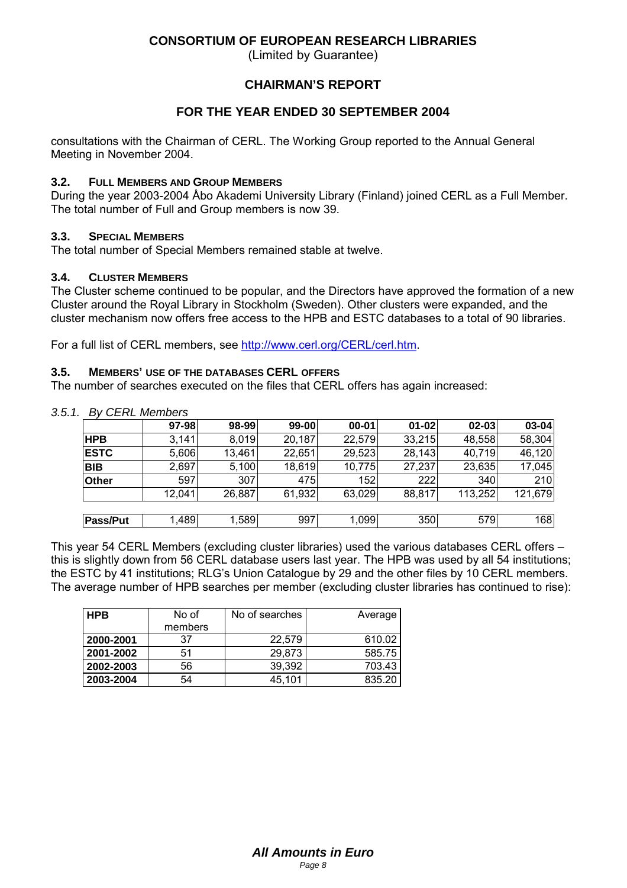consultations with the Chairman of CERL. The Working Group reported to the Annual General Meeting in November 2004.

### 3.2. Full Members and Group Members

During the year 2003-2004 Åbo Akademi University Library (Finland) joined CERL as a Full Member. The total number of Full and Group members is now 39.

### 3.3. Special Members

The total number of Special Members remained stable at twelve.

### 3.4. Cluster Members

The Cluster scheme continued to be popular, and the Directors have approved the formation of a new Cluster around the Royal Library in Stockholm (Sweden). Other clusters were expanded, and the cluster mechanism now offers free access to the HPB and ESTC databases to a total of 90 libraries.

For a full list of CERL members, see http://www.cerl.org/CERL/cerl.htm.

### 3.5. Members' use of the databases CERL offers

The number of searches executed on the files that CERL offers has again increased:

*3.5.1. By CERL Members*

| | 97-98 | 98-99 | 99-00 | 00-01 | 01-02 | 02-03 | 03-04 |
|---|---|---|---|---|---|---|---|
| **HPB** | 3,141 | 8,019 | 20,187 | 22,579 | 33,215 | 48,558 | 58,304 |
| **ESTC** | 5,606 | 13,461 | 22,651 | 29,523 | 28,143 | 40,719 | 46,120 |
| **BIB** | 2,697 | 5,100 | 18,619 | 10,775 | 27,237 | 23,635 | 17,045 |
| **Other** | 597 | 307 | 475 | 152 | 222 | 340 | 210 |
| | 12,041 | 26,887 | 61,932 | 63,029 | 88,817 | 113,252 | 121,679 |
| | | | | | | | |
| **Pass/Put** | 1,489 | 1,589 | 997 | 1,099 | 350 | 579 | 168 |

This year 54 CERL Members (excluding cluster libraries) used the various databases CERL offers – this is slightly down from 56 CERL database users last year. The HPB was used by all 54 institutions; the ESTC by 41 institutions; RLG's Union Catalogue by 29 and the other files by 10 CERL members. The average number of HPB searches per member (excluding cluster libraries has continued to rise):

| HPB | No of members | No of searches | Average |
|---|---|---|---|
| **2000-2001** | 37 | 22,579 | 610.02 |
| **2001-2002** | 51 | 29,873 | 585.75 |
| **2002-2003** | 56 | 39,392 | 703.43 |
| **2003-2004** | 54 | 45,101 | 835.20 |

***All Amounts in Euro***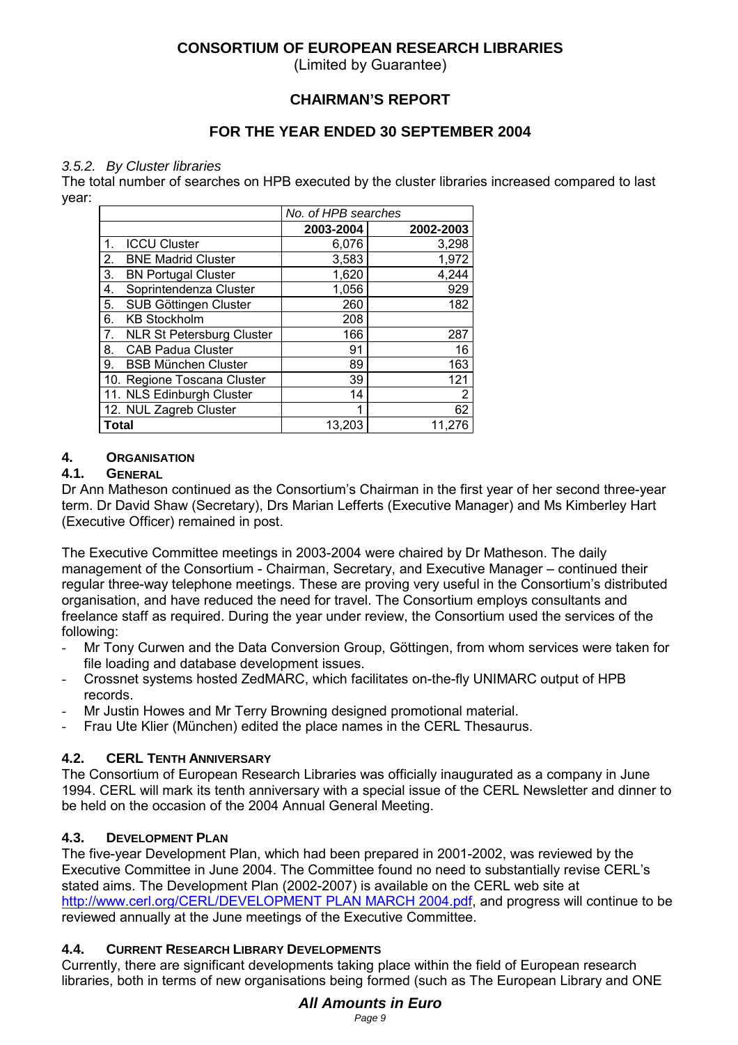# CONSORTIUM OF EUROPEAN RESEARCH LIBRARIES

(Limited by Guarantee)

## CHAIRMAN'S REPORT

## FOR THE YEAR ENDED 30 SEPTEMBER 2004

### *3.5.2. By Cluster libraries*

The total number of searches on HPB executed by the cluster libraries increased compared to last year:

| | *No. of HPB searches* | |
|---|---|---|
| | **2003-2004** | **2002-2003** |
| 1. ICCU Cluster | 6,076 | 3,298 |
| 2. BNE Madrid Cluster | 3,583 | 1,972 |
| 3. BN Portugal Cluster | 1,620 | 4,244 |
| 4. Soprintendenza Cluster | 1,056 | 929 |
| 5. SUB Göttingen Cluster | 260 | 182 |
| 6. KB Stockholm | 208 | |
| 7. NLR St Petersburg Cluster | 166 | 287 |
| 8. CAB Padua Cluster | 91 | 16 |
| 9. BSB München Cluster | 89 | 163 |
| 10. Regione Toscana Cluster | 39 | 121 |
| 11. NLS Edinburgh Cluster | 14 | 2 |
| 12. NUL Zagreb Cluster | 1 | 62 |
| **Total** | 13,203 | 11,276 |

## 4. ORGANISATION

### 4.1. GENERAL

Dr Ann Matheson continued as the Consortium's Chairman in the first year of her second three-year term. Dr David Shaw (Secretary), Drs Marian Lefferts (Executive Manager) and Ms Kimberley Hart (Executive Officer) remained in post.

The Executive Committee meetings in 2003-2004 were chaired by Dr Matheson. The daily management of the Consortium - Chairman, Secretary, and Executive Manager – continued their regular three-way telephone meetings. These are proving very useful in the Consortium's distributed organisation, and have reduced the need for travel. The Consortium employs consultants and freelance staff as required. During the year under review, the Consortium used the services of the following:

- Mr Tony Curwen and the Data Conversion Group, Göttingen, from whom services were taken for file loading and database development issues.
- Crossnet systems hosted ZedMARC, which facilitates on-the-fly UNIMARC output of HPB records.
- Mr Justin Howes and Mr Terry Browning designed promotional material.
- Frau Ute Klier (München) edited the place names in the CERL Thesaurus.

### 4.2. CERL TENTH ANNIVERSARY

The Consortium of European Research Libraries was officially inaugurated as a company in June 1994. CERL will mark its tenth anniversary with a special issue of the CERL Newsletter and dinner to be held on the occasion of the 2004 Annual General Meeting.

### 4.3. DEVELOPMENT PLAN

The five-year Development Plan, which had been prepared in 2001-2002, was reviewed by the Executive Committee in June 2004. The Committee found no need to substantially revise CERL's stated aims. The Development Plan (2002-2007) is available on the CERL web site at http://www.cerl.org/CERL/DEVELOPMENT PLAN MARCH 2004.pdf, and progress will continue to be reviewed annually at the June meetings of the Executive Committee.

### 4.4. CURRENT RESEARCH LIBRARY DEVELOPMENTS

Currently, there are significant developments taking place within the field of European research libraries, both in terms of new organisations being formed (such as The European Library and ONE

***All Amounts in Euro***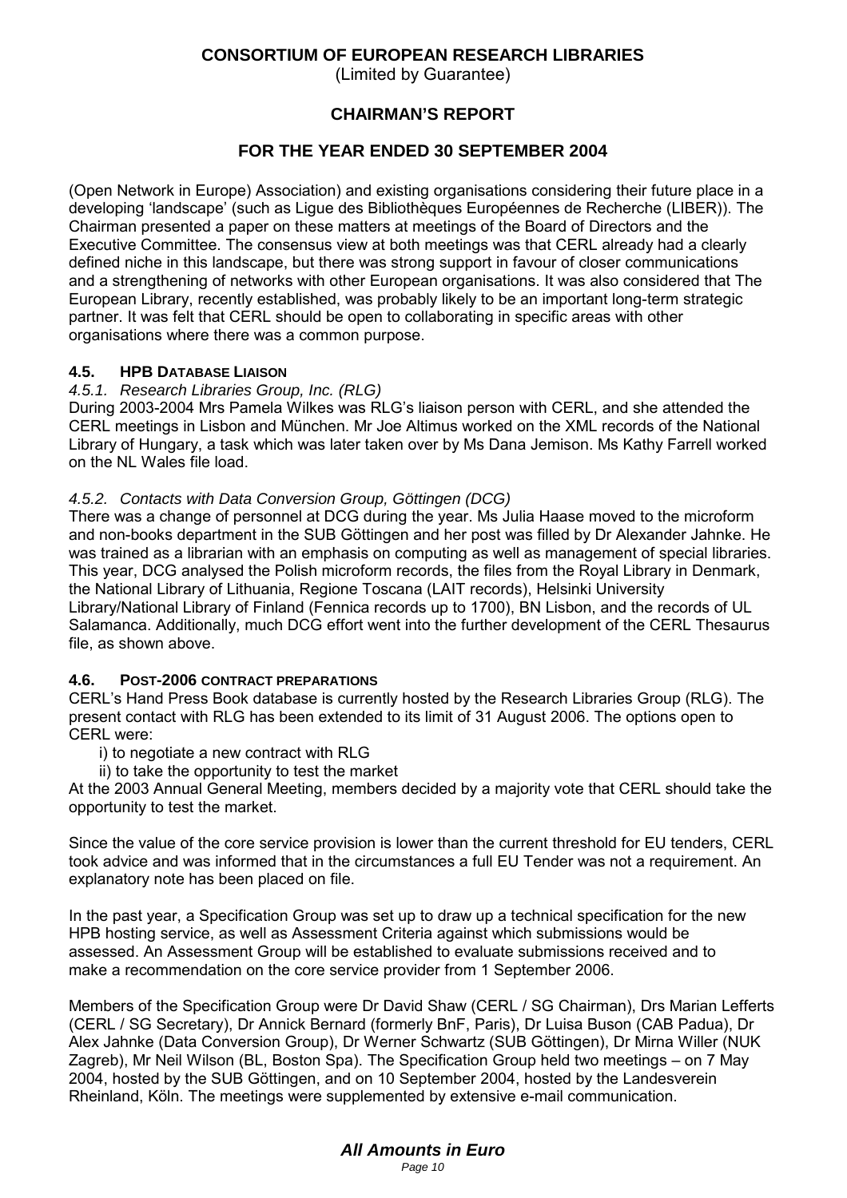(Open Network in Europe) Association) and existing organisations considering their future place in a developing 'landscape' (such as Ligue des Bibliothèques Européennes de Recherche (LIBER)). The Chairman presented a paper on these matters at meetings of the Board of Directors and the Executive Committee. The consensus view at both meetings was that CERL already had a clearly defined niche in this landscape, but there was strong support in favour of closer communications and a strengthening of networks with other European organisations. It was also considered that The European Library, recently established, was probably likely to be an important long-term strategic partner. It was felt that CERL should be open to collaborating in specific areas with other organisations where there was a common purpose.

### 4.5. HPB DATABASE LIAISON

*4.5.1. Research Libraries Group, Inc. (RLG)*

During 2003-2004 Mrs Pamela Wilkes was RLG's liaison person with CERL, and she attended the CERL meetings in Lisbon and München. Mr Joe Altimus worked on the XML records of the National Library of Hungary, a task which was later taken over by Ms Dana Jemison. Ms Kathy Farrell worked on the NL Wales file load.

*4.5.2. Contacts with Data Conversion Group, Göttingen (DCG)*

There was a change of personnel at DCG during the year. Ms Julia Haase moved to the microform and non-books department in the SUB Göttingen and her post was filled by Dr Alexander Jahnke. He was trained as a librarian with an emphasis on computing as well as management of special libraries. This year, DCG analysed the Polish microform records, the files from the Royal Library in Denmark, the National Library of Lithuania, Regione Toscana (LAIT records), Helsinki University Library/National Library of Finland (Fennica records up to 1700), BN Lisbon, and the records of UL Salamanca. Additionally, much DCG effort went into the further development of the CERL Thesaurus file, as shown above.

### 4.6. POST-2006 CONTRACT PREPARATIONS

CERL's Hand Press Book database is currently hosted by the Research Libraries Group (RLG). The present contact with RLG has been extended to its limit of 31 August 2006. The options open to CERL were:

i) to negotiate a new contract with RLG
ii) to take the opportunity to test the market

At the 2003 Annual General Meeting, members decided by a majority vote that CERL should take the opportunity to test the market.

Since the value of the core service provision is lower than the current threshold for EU tenders, CERL took advice and was informed that in the circumstances a full EU Tender was not a requirement. An explanatory note has been placed on file.

In the past year, a Specification Group was set up to draw up a technical specification for the new HPB hosting service, as well as Assessment Criteria against which submissions would be assessed. An Assessment Group will be established to evaluate submissions received and to make a recommendation on the core service provider from 1 September 2006.

Members of the Specification Group were Dr David Shaw (CERL / SG Chairman), Drs Marian Lefferts (CERL / SG Secretary), Dr Annick Bernard (formerly BnF, Paris), Dr Luisa Buson (CAB Padua), Dr Alex Jahnke (Data Conversion Group), Dr Werner Schwartz (SUB Göttingen), Dr Mirna Willer (NUK Zagreb), Mr Neil Wilson (BL, Boston Spa). The Specification Group held two meetings – on 7 May 2004, hosted by the SUB Göttingen, and on 10 September 2004, hosted by the Landesverein Rheinland, Köln. The meetings were supplemented by extensive e-mail communication.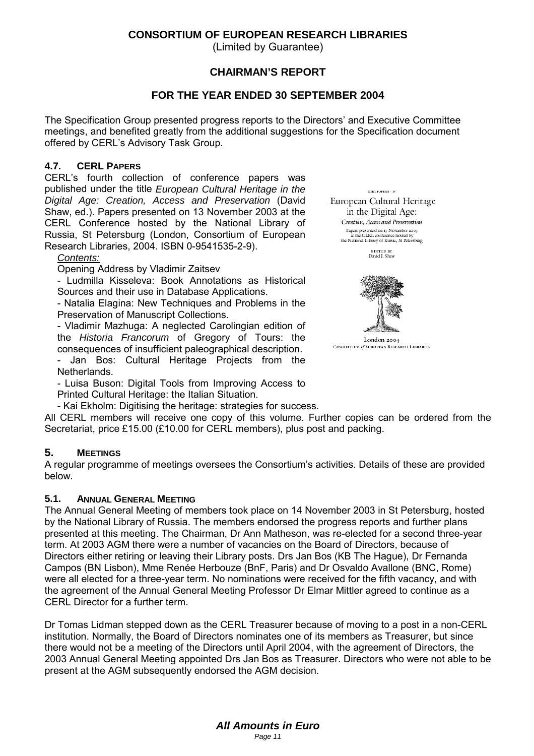The Specification Group presented progress reports to the Directors' and Executive Committee meetings, and benefited greatly from the additional suggestions for the Specification document offered by CERL's Advisory Task Group.

### 4.7. CERL PAPERS

CERL's fourth collection of conference papers was published under the title *European Cultural Heritage in the Digital Age: Creation, Access and Preservation* (David Shaw, ed.). Papers presented on 13 November 2003 at the CERL Conference hosted by the National Library of Russia, St Petersburg (London, Consortium of European Research Libraries, 2004. ISBN 0-9541535-2-9).

*Contents:*

Opening Address by Vladimir Zaitsev

- Ludmilla Kisseleva: Book Annotations as Historical Sources and their use in Database Applications.
- Natalia Elagina: New Techniques and Problems in the Preservation of Manuscript Collections.
- Vladimir Mazhuga: A neglected Carolingian edition of the *Historia Francorum* of Gregory of Tours: the consequences of insufficient paleographical description.
- Jan Bos: Cultural Heritage Projects from the Netherlands.
- Luisa Buson: Digital Tools from Improving Access to Printed Cultural Heritage: the Italian Situation.
- Kai Ekholm: Digitising the heritage: strategies for success.

All CERL members will receive one copy of this volume. Further copies can be ordered from the Secretariat, price £15.00 (£10.00 for CERL members), plus post and packing.

## 5. MEETINGS

A regular programme of meetings oversees the Consortium's activities. Details of these are provided below.

### 5.1. ANNUAL GENERAL MEETING

The Annual General Meeting of members took place on 14 November 2003 in St Petersburg, hosted by the National Library of Russia. The members endorsed the progress reports and further plans presented at this meeting. The Chairman, Dr Ann Matheson, was re-elected for a second three-year term. At 2003 AGM there were a number of vacancies on the Board of Directors, because of Directors either retiring or leaving their Library posts. Drs Jan Bos (KB The Hague), Dr Fernanda Campos (BN Lisbon), Mme Renée Herbouze (BnF, Paris) and Dr Osvaldo Avallone (BNC, Rome) were all elected for a three-year term. No nominations were received for the fifth vacancy, and with the agreement of the Annual General Meeting Professor Dr Elmar Mittler agreed to continue as a CERL Director for a further term.

Dr Tomas Lidman stepped down as the CERL Treasurer because of moving to a post in a non-CERL institution. Normally, the Board of Directors nominates one of its members as Treasurer, but since there would not be a meeting of the Directors until April 2004, with the agreement of Directors, the 2003 Annual General Meeting appointed Drs Jan Bos as Treasurer. Directors who were not able to be present at the AGM subsequently endorsed the AGM decision.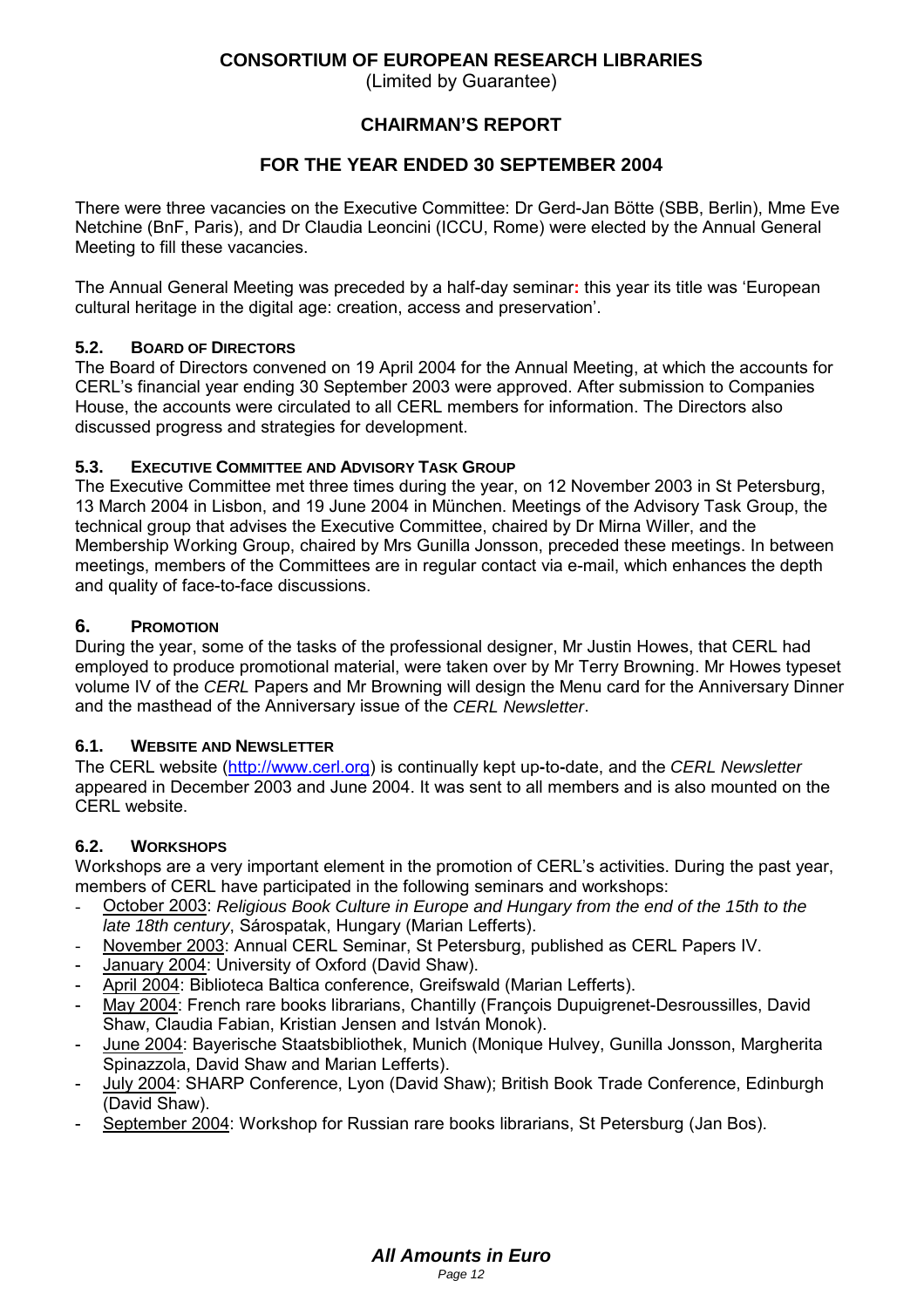**CONSORTIUM OF EUROPEAN RESEARCH LIBRARIES**
(Limited by Guarantee)

**CHAIRMAN'S REPORT**

**FOR THE YEAR ENDED 30 SEPTEMBER 2004**

There were three vacancies on the Executive Committee: Dr Gerd-Jan Bötte (SBB, Berlin), Mme Eve Netchine (BnF, Paris), and Dr Claudia Leoncini (ICCU, Rome) were elected by the Annual General Meeting to fill these vacancies.

The Annual General Meeting was preceded by a half-day seminar**:** this year its title was 'European cultural heritage in the digital age: creation, access and preservation'.

### 5.2. Board of Directors

The Board of Directors convened on 19 April 2004 for the Annual Meeting, at which the accounts for CERL's financial year ending 30 September 2003 were approved. After submission to Companies House, the accounts were circulated to all CERL members for information. The Directors also discussed progress and strategies for development.

### 5.3. Executive Committee and Advisory Task Group

The Executive Committee met three times during the year, on 12 November 2003 in St Petersburg, 13 March 2004 in Lisbon, and 19 June 2004 in München. Meetings of the Advisory Task Group, the technical group that advises the Executive Committee, chaired by Dr Mirna Willer, and the Membership Working Group, chaired by Mrs Gunilla Jonsson, preceded these meetings. In between meetings, members of the Committees are in regular contact via e-mail, which enhances the depth and quality of face-to-face discussions.

## 6. Promotion

During the year, some of the tasks of the professional designer, Mr Justin Howes, that CERL had employed to produce promotional material, were taken over by Mr Terry Browning. Mr Howes typeset volume IV of the *CERL* Papers and Mr Browning will design the Menu card for the Anniversary Dinner and the masthead of the Anniversary issue of the *CERL Newsletter*.

### 6.1. Website and Newsletter

The CERL website (http://www.cerl.org) is continually kept up-to-date, and the *CERL Newsletter* appeared in December 2003 and June 2004. It was sent to all members and is also mounted on the CERL website.

### 6.2. Workshops

Workshops are a very important element in the promotion of CERL's activities. During the past year, members of CERL have participated in the following seminars and workshops:

- October 2003: *Religious Book Culture in Europe and Hungary from the end of the 15th to the late 18th century*, Sárospatak, Hungary (Marian Lefferts).
- November 2003: Annual CERL Seminar, St Petersburg, published as CERL Papers IV.
- January 2004: University of Oxford (David Shaw).
- April 2004: Biblioteca Baltica conference, Greifswald (Marian Lefferts).
- May 2004: French rare books librarians, Chantilly (François Dupuigrenet-Desroussilles, David Shaw, Claudia Fabian, Kristian Jensen and István Monok).
- June 2004: Bayerische Staatsbibliothek, Munich (Monique Hulvey, Gunilla Jonsson, Margherita Spinazzola, David Shaw and Marian Lefferts).
- July 2004: SHARP Conference, Lyon (David Shaw); British Book Trade Conference, Edinburgh (David Shaw).
- September 2004: Workshop for Russian rare books librarians, St Petersburg (Jan Bos).

***All Amounts in Euro***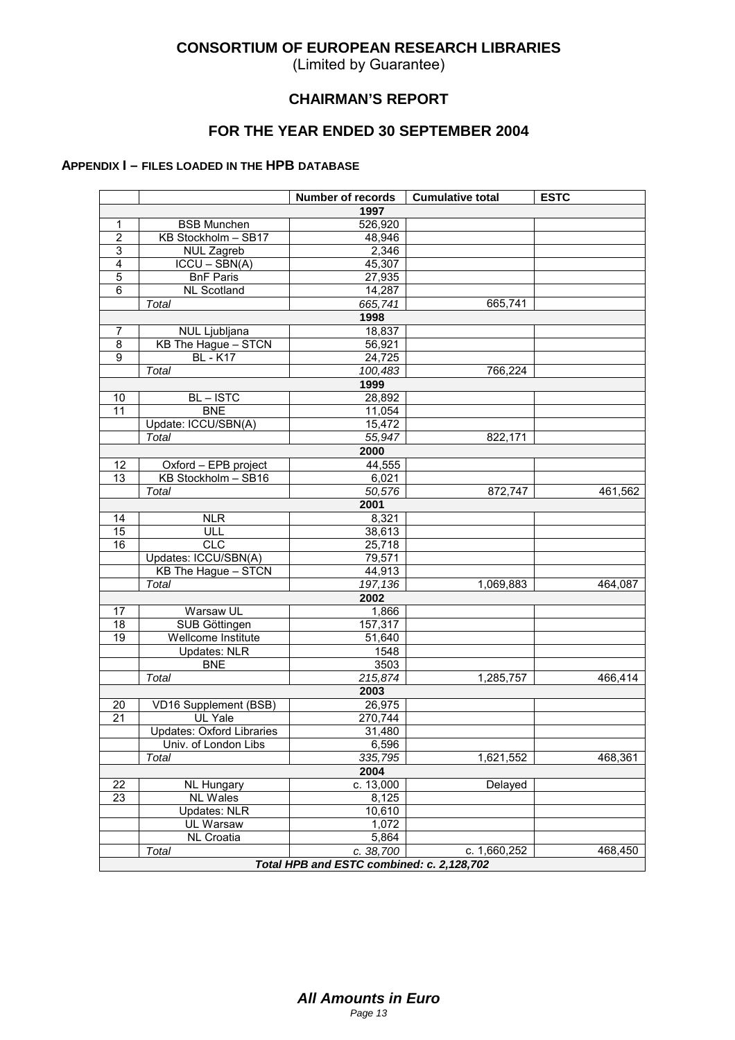# CONSORTIUM OF EUROPEAN RESEARCH LIBRARIES

(Limited by Guarantee)

## CHAIRMAN'S REPORT

## FOR THE YEAR ENDED 30 SEPTEMBER 2004

### APPENDIX I – FILES LOADED IN THE HPB DATABASE

| | | Number of records | Cumulative total | ESTC |
|---|---|---|---|---|
| | | **1997** | | |
| 1 | BSB Munchen | 526,920 | | |
| 2 | KB Stockholm – SB17 | 48,946 | | |
| 3 | NUL Zagreb | 2,346 | | |
| 4 | ICCU – SBN(A) | 45,307 | | |
| 5 | BnF Paris | 27,935 | | |
| 6 | NL Scotland | 14,287 | | |
| | *Total* | *665,741* | 665,741 | |
| | | **1998** | | |
| 7 | NUL Ljubljana | 18,837 | | |
| 8 | KB The Hague – STCN | 56,921 | | |
| 9 | BL - K17 | 24,725 | | |
| | *Total* | *100,483* | 766,224 | |
| | | **1999** | | |
| 10 | BL – ISTC | 28,892 | | |
| 11 | BNE | 11,054 | | |
| | Update: ICCU/SBN(A) | 15,472 | | |
| | *Total* | *55,947* | 822,171 | |
| | | **2000** | | |
| 12 | Oxford – EPB project | 44,555 | | |
| 13 | KB Stockholm – SB16 | 6,021 | | |
| | *Total* | *50,576* | 872,747 | 461,562 |
| | | **2001** | | |
| 14 | NLR | 8,321 | | |
| 15 | ULL | 38,613 | | |
| 16 | CLC | 25,718 | | |
| | Updates: ICCU/SBN(A) | 79,571 | | |
| | KB The Hague – STCN | 44,913 | | |
| | *Total* | *197,136* | 1,069,883 | 464,087 |
| | | **2002** | | |
| 17 | Warsaw UL | 1,866 | | |
| 18 | SUB Göttingen | 157,317 | | |
| 19 | Wellcome Institute | 51,640 | | |
| | Updates: NLR | 1548 | | |
| | BNE | 3503 | | |
| | *Total* | *215,874* | 1,285,757 | 466,414 |
| | | **2003** | | |
| 20 | VD16 Supplement (BSB) | 26,975 | | |
| 21 | UL Yale | 270,744 | | |
| | Updates: Oxford Libraries | 31,480 | | |
| | Univ. of London Libs | 6,596 | | |
| | *Total* | *335,795* | 1,621,552 | 468,361 |
| | | **2004** | | |
| 22 | NL Hungary | c. 13,000 | Delayed | |
| 23 | NL Wales | 8,125 | | |
| | Updates: NLR | 10,610 | | |
| | UL Warsaw | 1,072 | | |
| | NL Croatia | 5,864 | | |
| | *Total* | *c. 38,700* | c. 1,660,252 | 468,450 |
| | | ***Total HPB and ESTC combined: c. 2,128,702*** | | |

***All Amounts in Euro***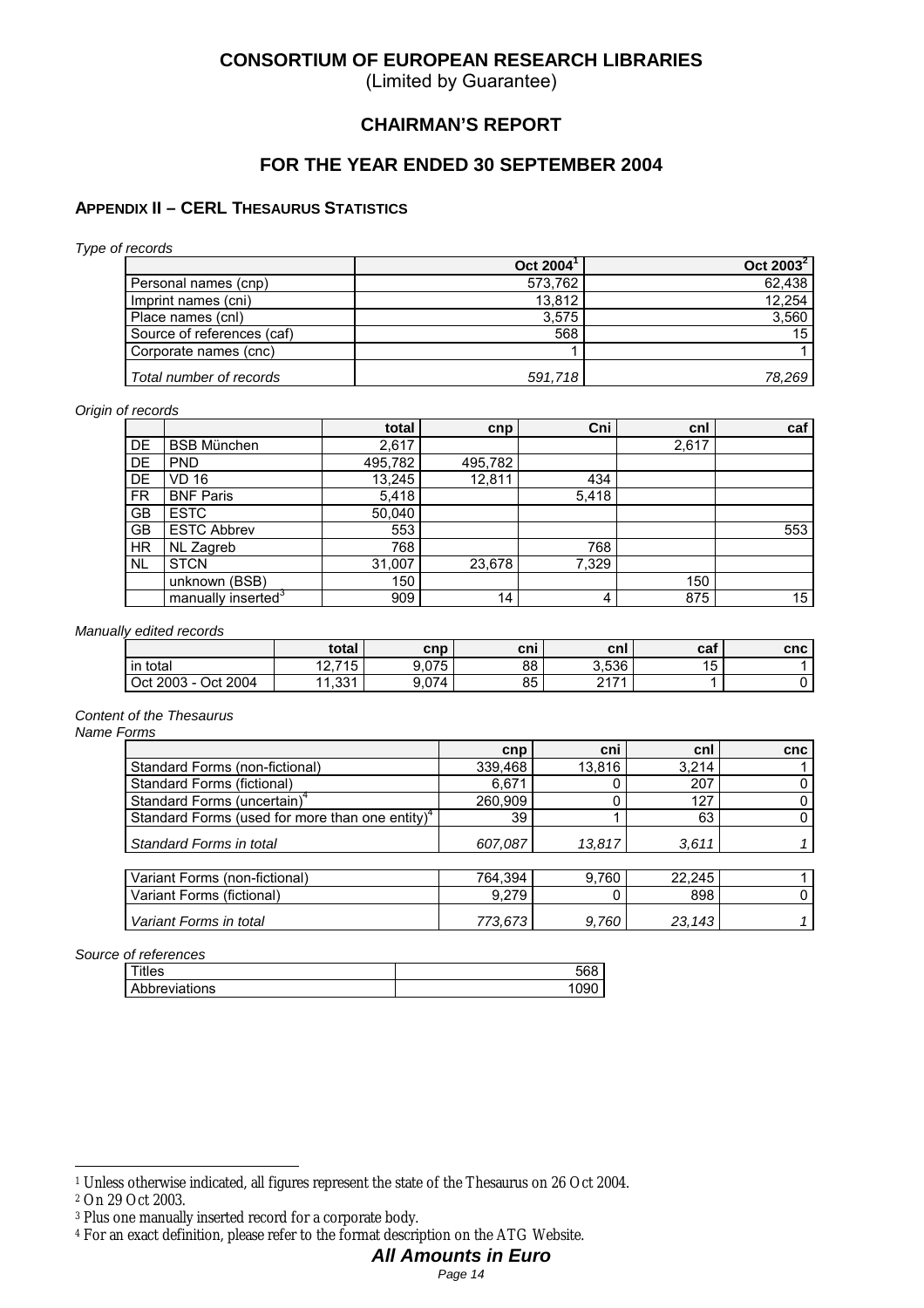# CONSORTIUM OF EUROPEAN RESEARCH LIBRARIES

(Limited by Guarantee)

## CHAIRMAN'S REPORT

## FOR THE YEAR ENDED 30 SEPTEMBER 2004

### APPENDIX II – CERL THESAURUS STATISTICS

*Type of records*

| | Oct 2004[1] | Oct 2003[2] |
|---|---|---|
| Personal names (cnp) | 573,762 | 62,438 |
| Imprint names (cni) | 13,812 | 12,254 |
| Place names (cnl) | 3,575 | 3,560 |
| Source of references (caf) | 568 | 15 |
| Corporate names (cnc) | 1 | 1 |
| *Total number of records* | *591,718* | *78,269* |

*Origin of records*

| | | total | cnp | Cni | cnl | caf |
|---|---|---|---|---|---|---|
| DE | BSB München | 2,617 | | | 2,617 | |
| DE | PND | 495,782 | 495,782 | | | |
| DE | VD 16 | 13,245 | 12,811 | 434 | | |
| FR | BNF Paris | 5,418 | | 5,418 | | |
| GB | ESTC | 50,040 | | | | |
| GB | ESTC Abbrev | 553 | | | | 553 |
| HR | NL Zagreb | 768 | | 768 | | |
| NL | STCN | 31,007 | 23,678 | 7,329 | | |
| | unknown (BSB) | 150 | | | 150 | |
| | manually inserted[3] | 909 | 14 | 4 | 875 | 15 |

*Manually edited records*

| | total | cnp | cni | cnl | caf | cnc |
|---|---|---|---|---|---|---|
| in total | 12,715 | 9,075 | 88 | 3,536 | 15 | 1 |
| Oct 2003 - Oct 2004 | 11,331 | 9,074 | 85 | 2171 | 1 | 0 |

*Content of the Thesaurus*

*Name Forms*

| | cnp | cni | cnl | cnc |
|---|---|---|---|---|
| Standard Forms (non-fictional) | 339,468 | 13,816 | 3,214 | 1 |
| Standard Forms (fictional) | 6,671 | 0 | 207 | 0 |
| Standard Forms (uncertain)[4] | 260,909 | 0 | 127 | 0 |
| Standard Forms (used for more than one entity)[4] | 39 | 1 | 63 | 0 |
| *Standard Forms in total* | *607,087* | *13,817* | *3,611* | *1* |
| | | | | |
| Variant Forms (non-fictional) | 764,394 | 9,760 | 22,245 | 1 |
| Variant Forms (fictional) | 9,279 | 0 | 898 | 0 |
| *Variant Forms in total* | *773,673* | *9,760* | *23,143* | *1* |

*Source of references*

| | |
|---|---|
| Titles | 568 |
| Abbreviations | 1090 |

---

[1] Unless otherwise indicated, all figures represent the state of the Thesaurus on 26 Oct 2004.

[2] On 29 Oct 2003.

[3] Plus one manually inserted record for a corporate body.

[4] For an exact definition, please refer to the format description on the ATG Website.

***All Amounts in Euro***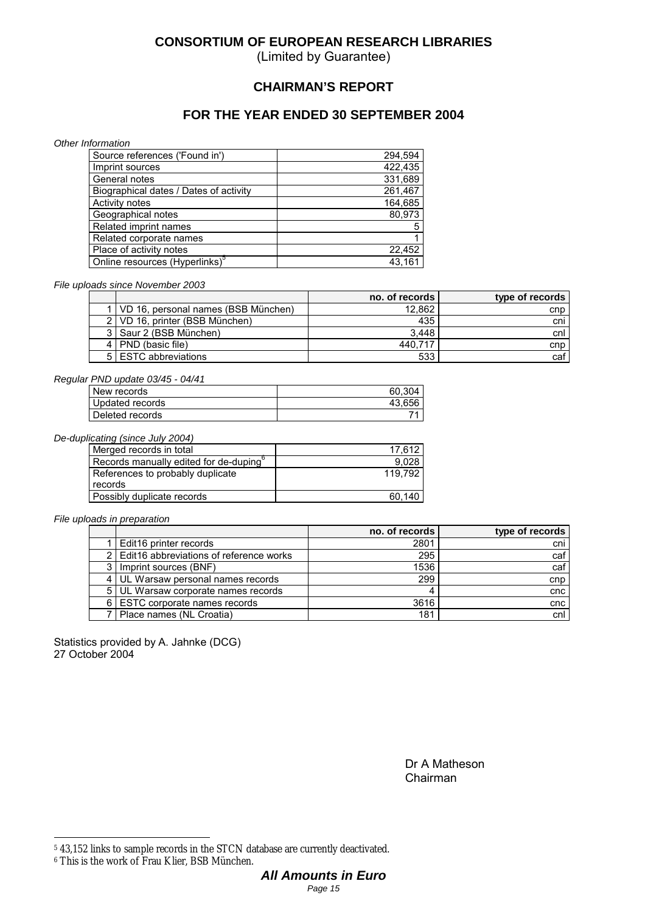# CONSORTIUM OF EUROPEAN RESEARCH LIBRARIES

(Limited by Guarantee)

## CHAIRMAN'S REPORT

## FOR THE YEAR ENDED 30 SEPTEMBER 2004

*Other Information*

| | |
|---|---|
| Source references ('Found in') | 294,594 |
| Imprint sources | 422,435 |
| General notes | 331,689 |
| Biographical dates / Dates of activity | 261,467 |
| Activity notes | 164,685 |
| Geographical notes | 80,973 |
| Related imprint names | 5 |
| Related corporate names | 1 |
| Place of activity notes | 22,452 |
| Online resources (Hyperlinks)[5] | 43,161 |

*File uploads since November 2003*

| | | no. of records | type of records |
|---|---|---|---|
| 1 | VD 16, personal names (BSB München) | 12,862 | cnp |
| 2 | VD 16, printer (BSB München) | 435 | cni |
| 3 | Saur 2 (BSB München) | 3,448 | cnl |
| 4 | PND (basic file) | 440,717 | cnp |
| 5 | ESTC abbreviations | 533 | caf |

*Regular PND update 03/45 - 04/41*

| | |
|---|---|
| New records | 60,304 |
| Updated records | 43,656 |
| Deleted records | 71 |

*De-duplicating (since July 2004)*

| | |
|---|---|
| Merged records in total | 17,612 |
| Records manually edited for de-duping[6] | 9,028 |
| References to probably duplicate records | 119,792 |
| Possibly duplicate records | 60,140 |

*File uploads in preparation*

| | | no. of records | type of records |
|---|---|---|---|
| 1 | Edit16 printer records | 2801 | cni |
| 2 | Edit16 abbreviations of reference works | 295 | caf |
| 3 | Imprint sources (BNF) | 1536 | caf |
| 4 | UL Warsaw personal names records | 299 | cnp |
| 5 | UL Warsaw corporate names records | 4 | cnc |
| 6 | ESTC corporate names records | 3616 | cnc |
| 7 | Place names (NL Croatia) | 181 | cnl |

Statistics provided by A. Jahnke (DCG)
27 October 2004

Dr A Matheson
Chairman

[5] 43,152 links to sample records in the STCN database are currently deactivated.
[6] This is the work of Frau Klier, BSB München.

***All Amounts in Euro***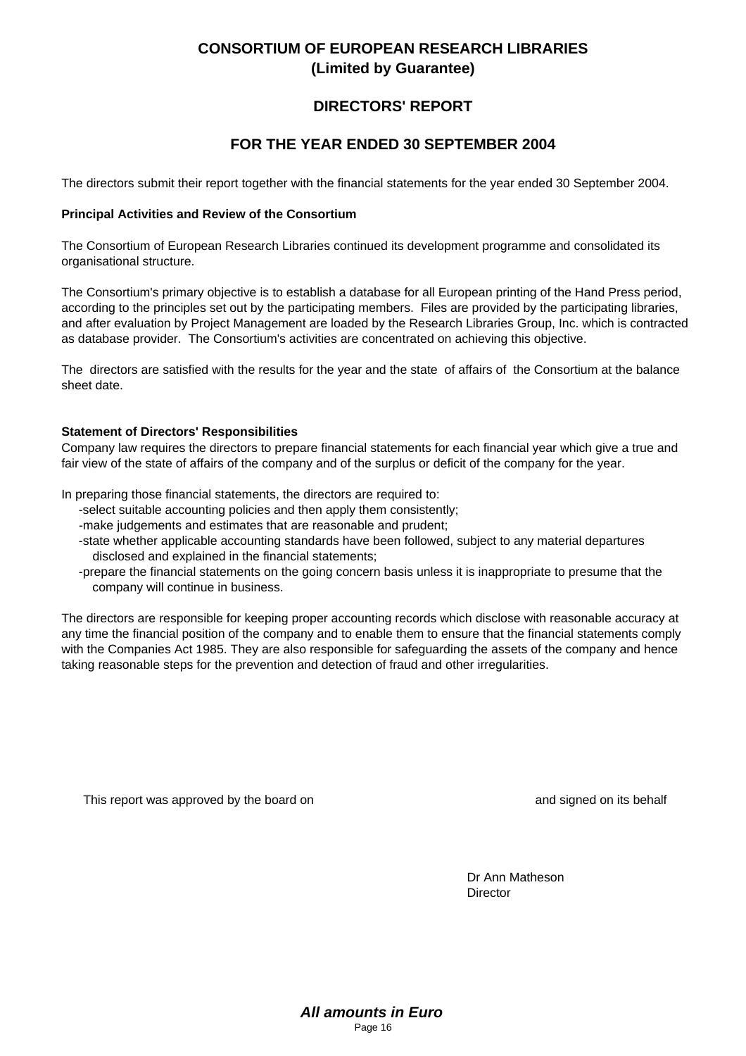# CONSORTIUM OF EUROPEAN RESEARCH LIBRARIES
## (Limited by Guarantee)

## DIRECTORS' REPORT

## FOR THE YEAR ENDED 30 SEPTEMBER 2004

The directors submit their report together with the financial statements for the year ended 30 September 2004.

**Principal Activities and Review of the Consortium**

The Consortium of European Research Libraries continued its development programme and consolidated its organisational structure.

The Consortium's primary objective is to establish a database for all European printing of the Hand Press period, according to the principles set out by the participating members. Files are provided by the participating libraries, and after evaluation by Project Management are loaded by the Research Libraries Group, Inc. which is contracted as database provider. The Consortium's activities are concentrated on achieving this objective.

The directors are satisfied with the results for the year and the state of affairs of the Consortium at the balance sheet date.

**Statement of Directors' Responsibilities**

Company law requires the directors to prepare financial statements for each financial year which give a true and fair view of the state of affairs of the company and of the surplus or deficit of the company for the year.

In preparing those financial statements, the directors are required to:

- select suitable accounting policies and then apply them consistently;
- make judgements and estimates that are reasonable and prudent;
- state whether applicable accounting standards have been followed, subject to any material departures disclosed and explained in the financial statements;
- prepare the financial statements on the going concern basis unless it is inappropriate to presume that the company will continue in business.

The directors are responsible for keeping proper accounting records which disclose with reasonable accuracy at any time the financial position of the company and to enable them to ensure that the financial statements comply with the Companies Act 1985. They are also responsible for safeguarding the assets of the company and hence taking reasonable steps for the prevention and detection of fraud and other irregularities.

This report was approved by the board on and signed on its behalf

Dr Ann Matheson
Director

***All amounts in Euro***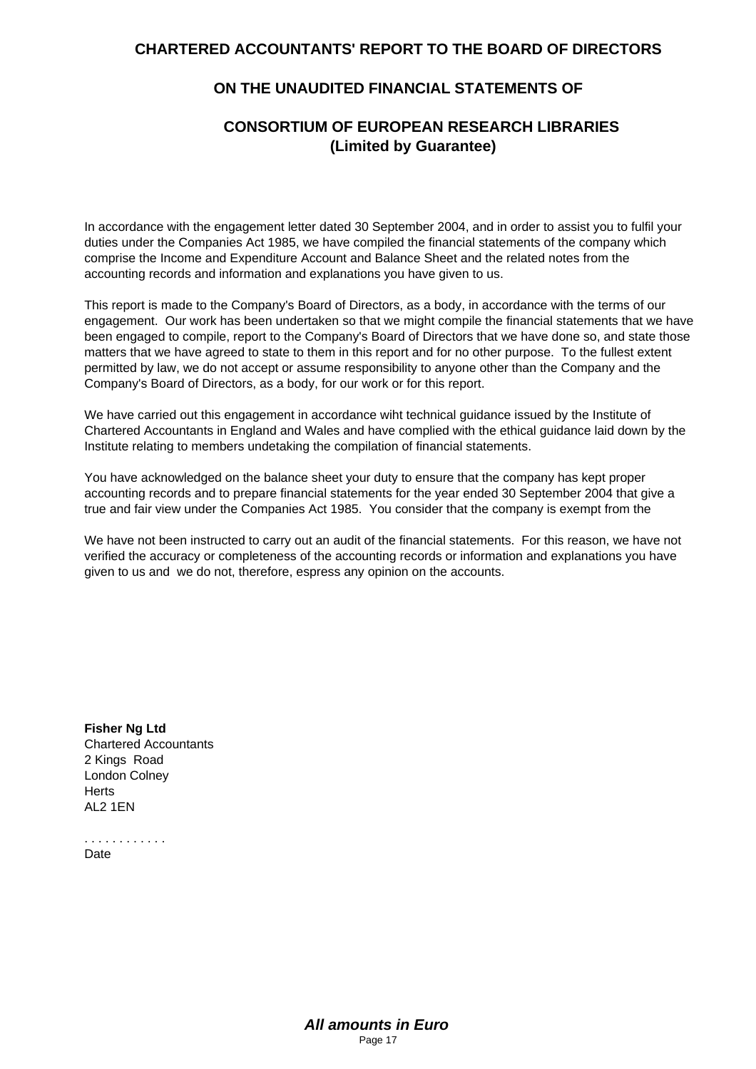# CHARTERED ACCOUNTANTS' REPORT TO THE BOARD OF DIRECTORS

## ON THE UNAUDITED FINANCIAL STATEMENTS OF

## CONSORTIUM OF EUROPEAN RESEARCH LIBRARIES
## (Limited by Guarantee)

In accordance with the engagement letter dated 30 September 2004, and in order to assist you to fulfil your duties under the Companies Act 1985, we have compiled the financial statements of the company which comprise the Income and Expenditure Account and Balance Sheet and the related notes from the accounting records and information and explanations you have given to us.

This report is made to the Company's Board of Directors, as a body, in accordance with the terms of our engagement. Our work has been undertaken so that we might compile the financial statements that we have been engaged to compile, report to the Company's Board of Directors that we have done so, and state those matters that we have agreed to state to them in this report and for no other purpose. To the fullest extent permitted by law, we do not accept or assume responsibility to anyone other than the Company and the Company's Board of Directors, as a body, for our work or for this report.

We have carried out this engagement in accordance wiht technical guidance issued by the Institute of Chartered Accountants in England and Wales and have complied with the ethical guidance laid down by the Institute relating to members undetaking the compilation of financial statements.

You have acknowledged on the balance sheet your duty to ensure that the company has kept proper accounting records and to prepare financial statements for the year ended 30 September 2004 that give a true and fair view under the Companies Act 1985. You consider that the company is exempt from the

We have not been instructed to carry out an audit of the financial statements. For this reason, we have not verified the accuracy or completeness of the accounting records or information and explanations you have given to us and we do not, therefore, espress any opinion on the accounts.

**Fisher Ng Ltd**
Chartered Accountants
2 Kings Road
London Colney
Herts
AL2 1EN

. . . . . . . . . . . .
Date

***All amounts in Euro***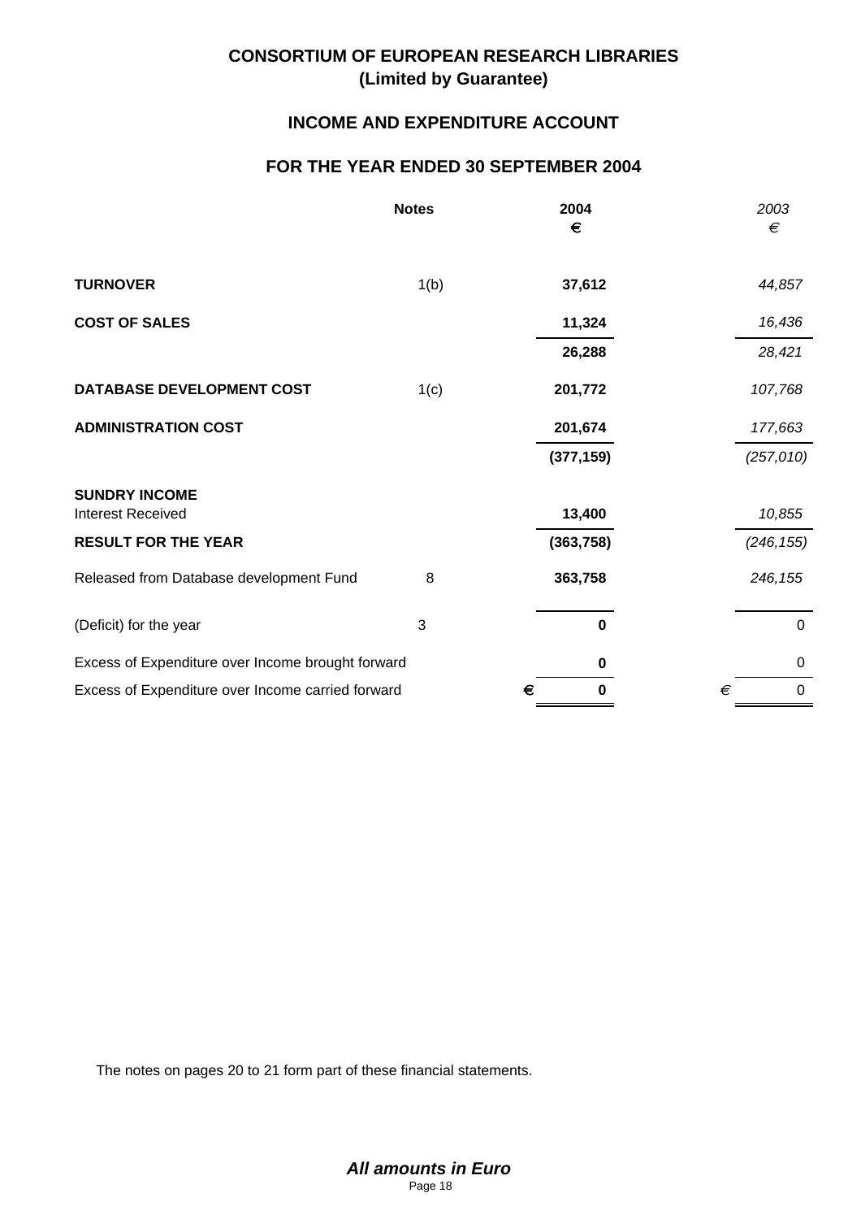# CONSORTIUM OF EUROPEAN RESEARCH LIBRARIES
## (Limited by Guarantee)

## INCOME AND EXPENDITURE ACCOUNT

## FOR THE YEAR ENDED 30 SEPTEMBER 2004

| | Notes | 2004 € | *2003 €* |
|---|---|---|---|
| **TURNOVER** | 1(b) | **37,612** | *44,857* |
| **COST OF SALES** | | **11,324** | *16,436* |
| | | **26,288** | *28,421* |
| **DATABASE DEVELOPMENT COST** | 1(c) | **201,772** | *107,768* |
| **ADMINISTRATION COST** | | **201,674** | *177,663* |
| | | **(377,159)** | *(257,010)* |
| **SUNDRY INCOME** | | | |
| Interest Received | | **13,400** | *10,855* |
| **RESULT FOR THE YEAR** | | **(363,758)** | *(246,155)* |
| Released from Database development Fund | 8 | **363,758** | *246,155* |
| (Deficit) for the year | 3 | **0** | 0 |
| Excess of Expenditure over Income brought forward | | **0** | 0 |
| Excess of Expenditure over Income carried forward | | € **0** | € 0 |

The notes on pages 20 to 21 form part of these financial statements.

***All amounts in Euro***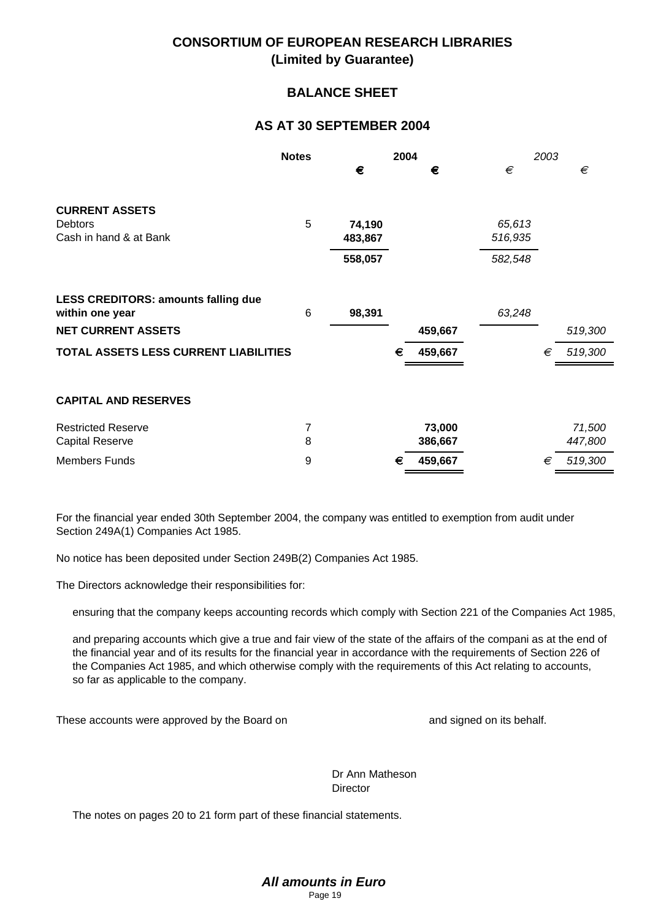# CONSORTIUM OF EUROPEAN RESEARCH LIBRARIES
## (Limited by Guarantee)

## BALANCE SHEET

## AS AT 30 SEPTEMBER 2004

| | Notes | 2004 | | 2003 | |
|---|---|---|---|---|---|
| | | **€** | **€** | *€* | *€* |
| **CURRENT ASSETS** | | | | | |
| Debtors | 5 | **74,190** | | *65,613* | |
| Cash in hand & at Bank | | **483,867** | | *516,935* | |
| | | **558,057** | | *582,548* | |
| **LESS CREDITORS: amounts falling due within one year** | 6 | **98,391** | | *63,248* | |
| **NET CURRENT ASSETS** | | | **459,667** | | *519,300* |
| **TOTAL ASSETS LESS CURRENT LIABILITIES** | | | **€ 459,667** | | *€ 519,300* |
| **CAPITAL AND RESERVES** | | | | | |
| Restricted Reserve | 7 | | **73,000** | | *71,500* |
| Capital Reserve | 8 | | **386,667** | | *447,800* |
| Members Funds | 9 | | **€ 459,667** | | *€ 519,300* |

For the financial year ended 30th September 2004, the company was entitled to exemption from audit under Section 249A(1) Companies Act 1985.

No notice has been deposited under Section 249B(2) Companies Act 1985.

The Directors acknowledge their responsibilities for:

ensuring that the company keeps accounting records which comply with Section 221 of the Companies Act 1985,

and preparing accounts which give a true and fair view of the state of the affairs of the compani as at the end of the financial year and of its results for the financial year in accordance with the requirements of Section 226 of the Companies Act 1985, and which otherwise comply with the requirements of this Act relating to accounts, so far as applicable to the company.

These accounts were approved by the Board on and signed on its behalf.

Dr Ann Matheson
Director

The notes on pages 20 to 21 form part of these financial statements.

***All amounts in Euro***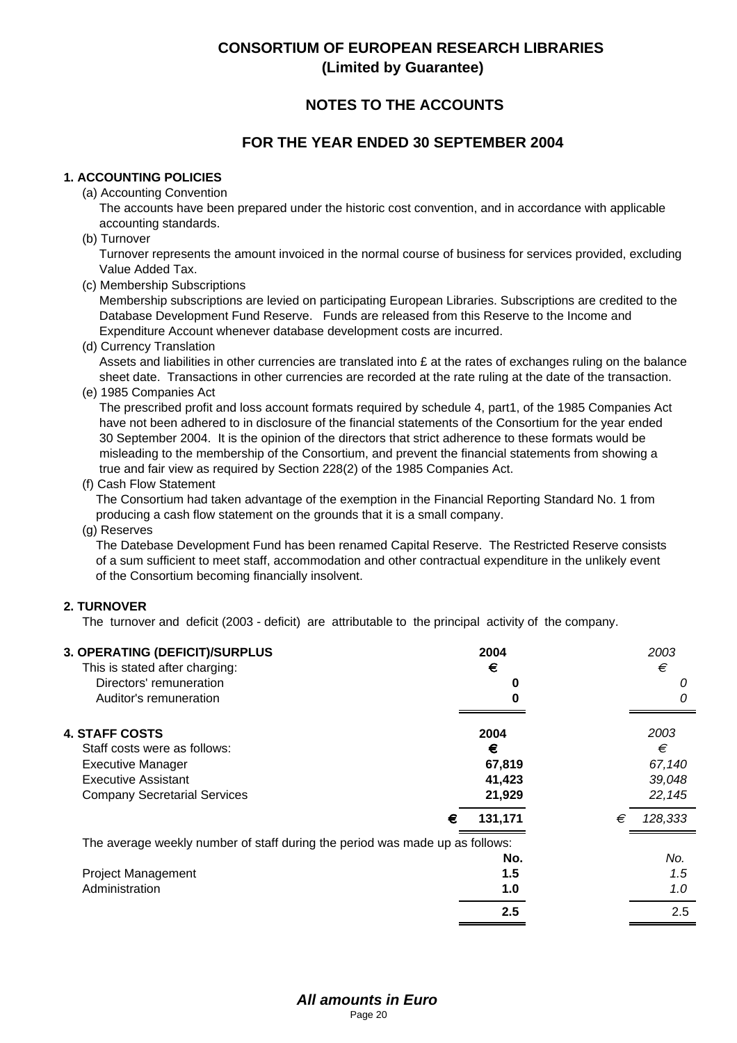# CONSORTIUM OF EUROPEAN RESEARCH LIBRARIES
## (Limited by Guarantee)

## NOTES TO THE ACCOUNTS

## FOR THE YEAR ENDED 30 SEPTEMBER 2004

### 1. ACCOUNTING POLICIES

(a) Accounting Convention

The accounts have been prepared under the historic cost convention, and in accordance with applicable accounting standards.

(b) Turnover

Turnover represents the amount invoiced in the normal course of business for services provided, excluding Value Added Tax.

(c) Membership Subscriptions

Membership subscriptions are levied on participating European Libraries. Subscriptions are credited to the Database Development Fund Reserve. Funds are released from this Reserve to the Income and Expenditure Account whenever database development costs are incurred.

(d) Currency Translation

Assets and liabilities in other currencies are translated into £ at the rates of exchanges ruling on the balance sheet date. Transactions in other currencies are recorded at the rate ruling at the date of the transaction.

(e) 1985 Companies Act

The prescribed profit and loss account formats required by schedule 4, part1, of the 1985 Companies Act have not been adhered to in disclosure of the financial statements of the Consortium for the year ended 30 September 2004. It is the opinion of the directors that strict adherence to these formats would be misleading to the membership of the Consortium, and prevent the financial statements from showing a true and fair view as required by Section 228(2) of the 1985 Companies Act.

(f) Cash Flow Statement

The Consortium had taken advantage of the exemption in the Financial Reporting Standard No. 1 from producing a cash flow statement on the grounds that it is a small company.

(g) Reserves

The Datebase Development Fund has been renamed Capital Reserve. The Restricted Reserve consists of a sum sufficient to meet staff, accommodation and other contractual expenditure in the unlikely event of the Consortium becoming financially insolvent.

### 2. TURNOVER

The turnover and deficit (2003 - deficit) are attributable to the principal activity of the company.

### 3. OPERATING (DEFICIT)/SURPLUS

| This is stated after charging: | **2004** | *2003* |
|---|---|---|
| | **€** | *€* |
| Directors' remuneration | **0** | *0* |
| Auditor's remuneration | **0** | *0* |

### 4. STAFF COSTS

| Staff costs were as follows: | **2004** | *2003* |
|---|---|---|
| | **€** | *€* |
| Executive Manager | **67,819** | *67,140* |
| Executive Assistant | **41,423** | *39,048* |
| Company Secretarial Services | **21,929** | *22,145* |
| | **€ 131,171** | *€ 128,333* |

The average weekly number of staff during the period was made up as follows:

| | **No.** | *No.* |
|---|---|---|
| Project Management | **1.5** | *1.5* |
| Administration | **1.0** | *1.0* |
| | **2.5** | 2.5 |

***All amounts in Euro***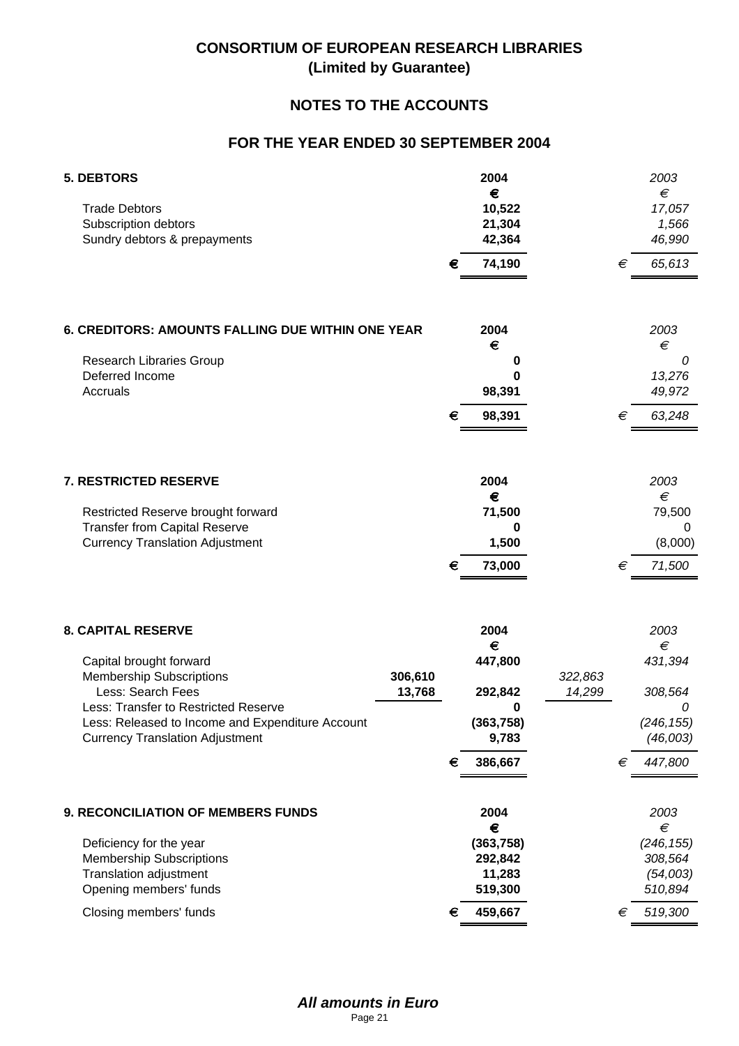# CONSORTIUM OF EUROPEAN RESEARCH LIBRARIES
## (Limited by Guarantee)

## NOTES TO THE ACCOUNTS

## FOR THE YEAR ENDED 30 SEPTEMBER 2004

### 5. DEBTORS

| | 2004 | 2003 |
|---|---|---|
| | € | € |
| Trade Debtors | 10,522 | 17,057 |
| Subscription debtors | 21,304 | 1,566 |
| Sundry debtors & prepayments | 42,364 | 46,990 |
| | € 74,190 | € 65,613 |

### 6. CREDITORS: AMOUNTS FALLING DUE WITHIN ONE YEAR

| | 2004 | 2003 |
|---|---|---|
| | € | € |
| Research Libraries Group | 0 | 0 |
| Deferred Income | 0 | 13,276 |
| Accruals | 98,391 | 49,972 |
| | € 98,391 | € 63,248 |

### 7. RESTRICTED RESERVE

| | 2004 | 2003 |
|---|---|---|
| | € | € |
| Restricted Reserve brought forward | 71,500 | 79,500 |
| Transfer from Capital Reserve | 0 | 0 |
| Currency Translation Adjustment | 1,500 | (8,000) |
| | € 73,000 | € 71,500 |

### 8. CAPITAL RESERVE

| | | 2004 | | 2003 |
|---|---|---|---|---|
| | | € | | € |
| Capital brought forward | | 447,800 | | 431,394 |
| Membership Subscriptions | 306,610 | | 322,863 | |
| Less: Search Fees | 13,768 | 292,842 | 14,299 | 308,564 |
| Less: Transfer to Restricted Reserve | | 0 | | 0 |
| Less: Released to Income and Expenditure Account | | (363,758) | | (246,155) |
| Currency Translation Adjustment | | 9,783 | | (46,003) |
| | | € 386,667 | | € 447,800 |

### 9. RECONCILIATION OF MEMBERS FUNDS

| | 2004 | 2003 |
|---|---|---|
| | € | € |
| Deficiency for the year | (363,758) | (246,155) |
| Membership Subscriptions | 292,842 | 308,564 |
| Translation adjustment | 11,283 | (54,003) |
| Opening members' funds | 519,300 | 510,894 |
| Closing members' funds | € 459,667 | € 519,300 |

***All amounts in Euro***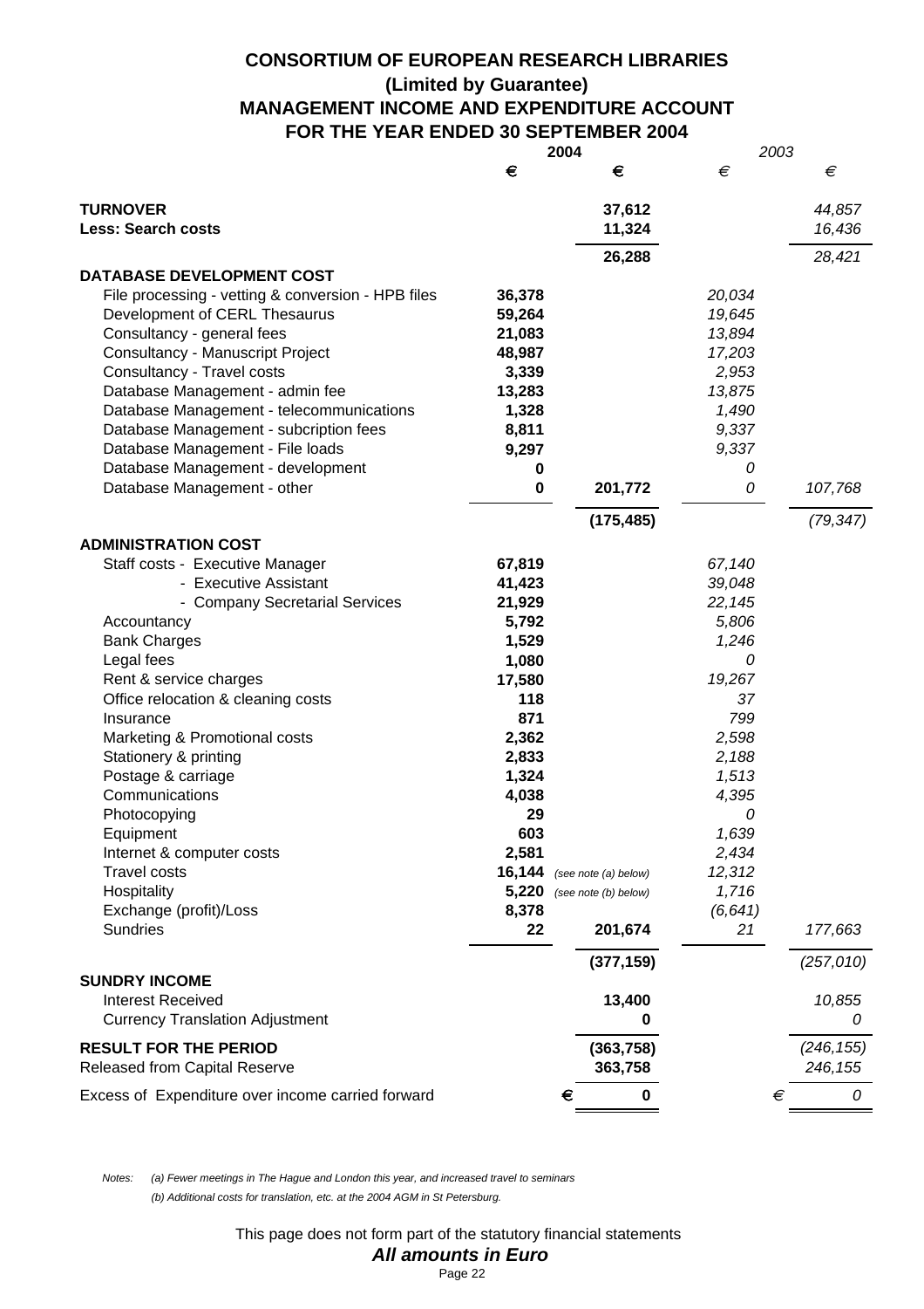# CONSORTIUM OF EUROPEAN RESEARCH LIBRARIES
## (Limited by Guarantee)
## MANAGEMENT INCOME AND EXPENDITURE ACCOUNT
## FOR THE YEAR ENDED 30 SEPTEMBER 2004

| | 2004 € | 2004 € | 2003 € | 2003 € |
|---|---|---|---|---|
| **TURNOVER** | | **37,612** | | *44,857* |
| **Less: Search costs** | | **11,324** | | *16,436* |
| | | **26,288** | | *28,421* |
| **DATABASE DEVELOPMENT COST** | | | | |
| File processing - vetting & conversion - HPB files | **36,378** | | *20,034* | |
| Development of CERL Thesaurus | **59,264** | | *19,645* | |
| Consultancy - general fees | **21,083** | | *13,894* | |
| Consultancy - Manuscript Project | **48,987** | | *17,203* | |
| Consultancy - Travel costs | **3,339** | | *2,953* | |
| Database Management - admin fee | **13,283** | | *13,875* | |
| Database Management - telecommunications | **1,328** | | *1,490* | |
| Database Management - subcription fees | **8,811** | | *9,337* | |
| Database Management - File loads | **9,297** | | *9,337* | |
| Database Management - development | **0** | | *0* | |
| Database Management - other | **0** | **201,772** | *0* | *107,768* |
| | | **(175,485)** | | *(79,347)* |
| **ADMINISTRATION COST** | | | | |
| Staff costs - Executive Manager | **67,819** | | *67,140* | |
| - Executive Assistant | **41,423** | | *39,048* | |
| - Company Secretarial Services | **21,929** | | *22,145* | |
| Accountancy | **5,792** | | *5,806* | |
| Bank Charges | **1,529** | | *1,246* | |
| Legal fees | **1,080** | | *0* | |
| Rent & service charges | **17,580** | | *19,267* | |
| Office relocation & cleaning costs | **118** | | *37* | |
| Insurance | **871** | | *799* | |
| Marketing & Promotional costs | **2,362** | | *2,598* | |
| Stationery & printing | **2,833** | | *2,188* | |
| Postage & carriage | **1,324** | | *1,513* | |
| Communications | **4,038** | | *4,395* | |
| Photocopying | **29** | | *0* | |
| Equipment | **603** | | *1,639* | |
| Internet & computer costs | **2,581** | | *2,434* | |
| Travel costs | **16,144** | *(see note (a) below)* | *12,312* | |
| Hospitality | **5,220** | *(see note (b) below)* | *1,716* | |
| Exchange (profit)/Loss | **8,378** | | *(6,641)* | |
| Sundries | **22** | **201,674** | *21* | *177,663* |
| | | **(377,159)** | | *(257,010)* |
| **SUNDRY INCOME** | | | | |
| Interest Received | | **13,400** | | *10,855* |
| Currency Translation Adjustment | | **0** | | *0* |
| **RESULT FOR THE PERIOD** | | **(363,758)** | | *(246,155)* |
| Released from Capital Reserve | | **363,758** | | *246,155* |
| Excess of Expenditure over income carried forward | | **€ 0** | | *€ 0* |

*Notes: (a) Fewer meetings in The Hague and London this year, and increased travel to seminars*

*(b) Additional costs for translation, etc. at the 2004 AGM in St Petersburg.*

This page does not form part of the statutory financial statements

***All amounts in Euro***